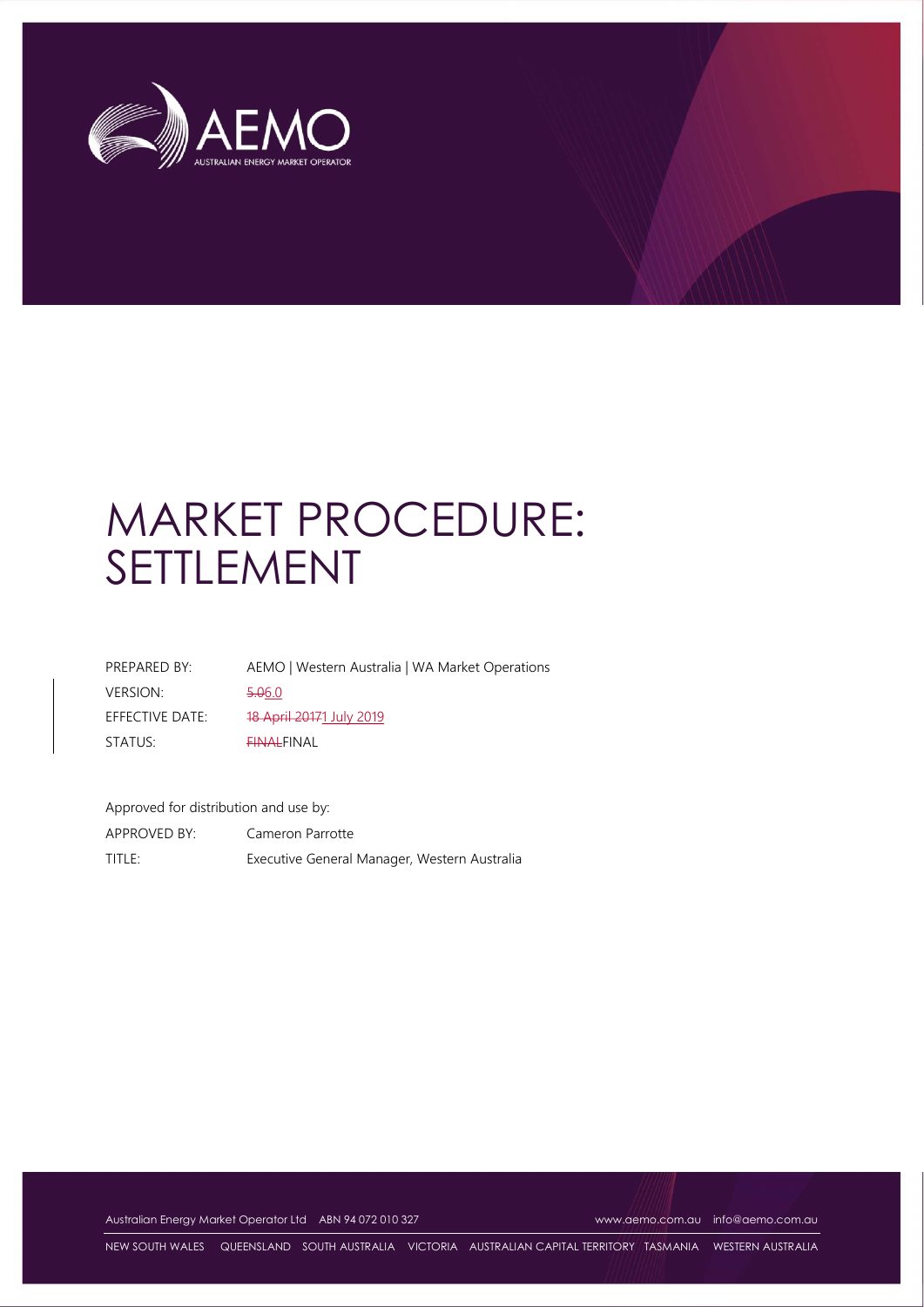# MARKET PROCEDURE: SETTLEMENT

| | |
|---|---|
| PREPARED BY: | AEMO \| Western Australia \| WA Market Operations |
| VERSION: | ~~5.0~~6.0 |
| EFFECTIVE DATE: | ~~18 April 2017~~1 July 2019 |
| STATUS: | ~~FINAL~~FINAL |

Approved for distribution and use by:

| | |
|---|---|
| APPROVED BY: | Cameron Parrotte |
| TITLE: | Executive General Manager, Western Australia |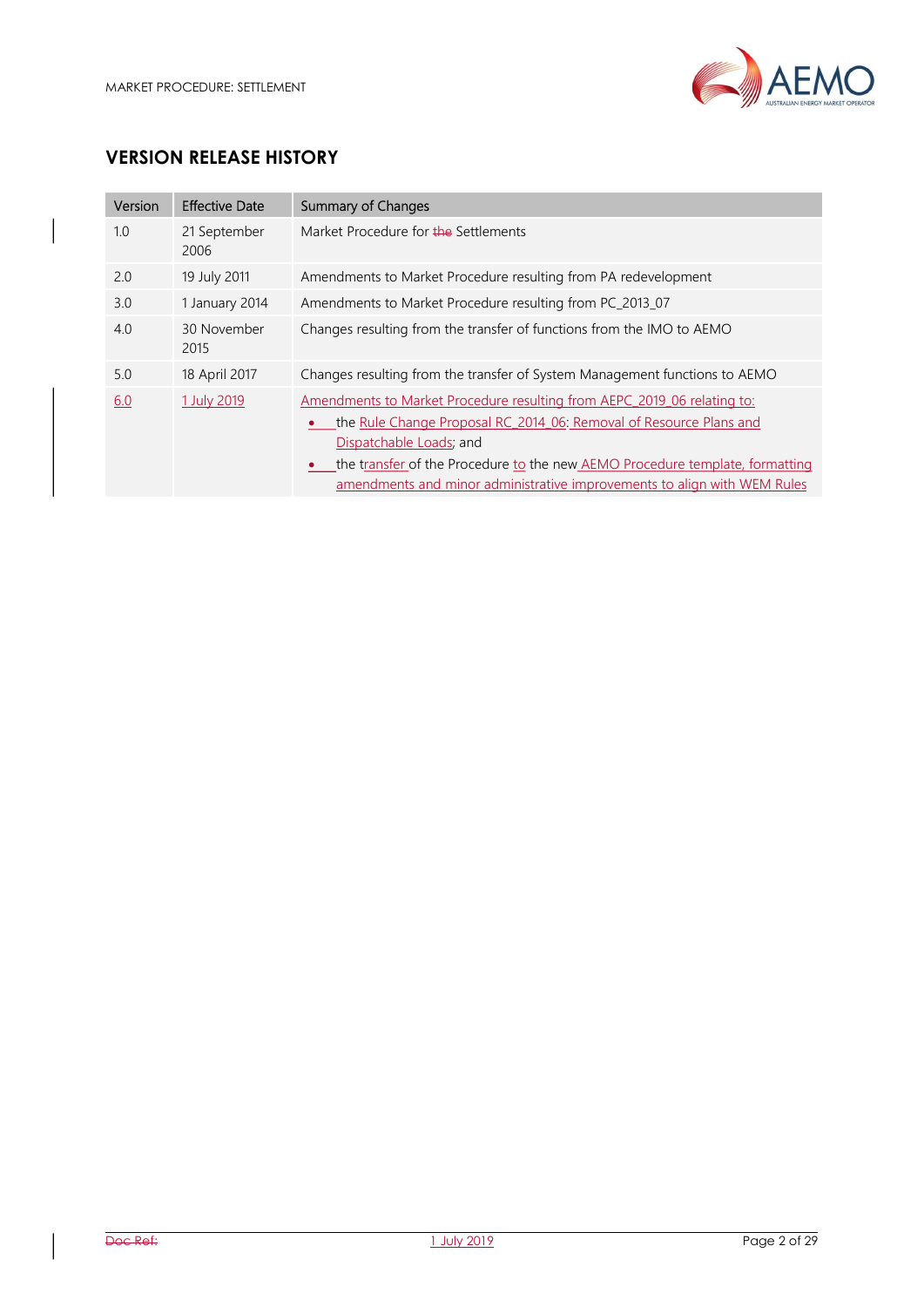## VERSION RELEASE HISTORY

| Version | Effective Date | Summary of Changes |
| --- | --- | --- |
| 1.0 | 21 September 2006 | Market Procedure for the Settlements |
| 2.0 | 19 July 2011 | Amendments to Market Procedure resulting from PA redevelopment |
| 3.0 | 1 January 2014 | Amendments to Market Procedure resulting from PC_2013_07 |
| 4.0 | 30 November 2015 | Changes resulting from the transfer of functions from the IMO to AEMO |
| 5.0 | 18 April 2017 | Changes resulting from the transfer of System Management functions to AEMO |
| 6.0 | 1 July 2019 | Amendments to Market Procedure resulting from AEPC_2019_06 relating to: <br>• the Rule Change Proposal RC_2014_06: Removal of Resource Plans and Dispatchable Loads; and <br>• the transfer of the Procedure to the new AEMO Procedure template, formatting amendments and minor administrative improvements to align with WEM Rules |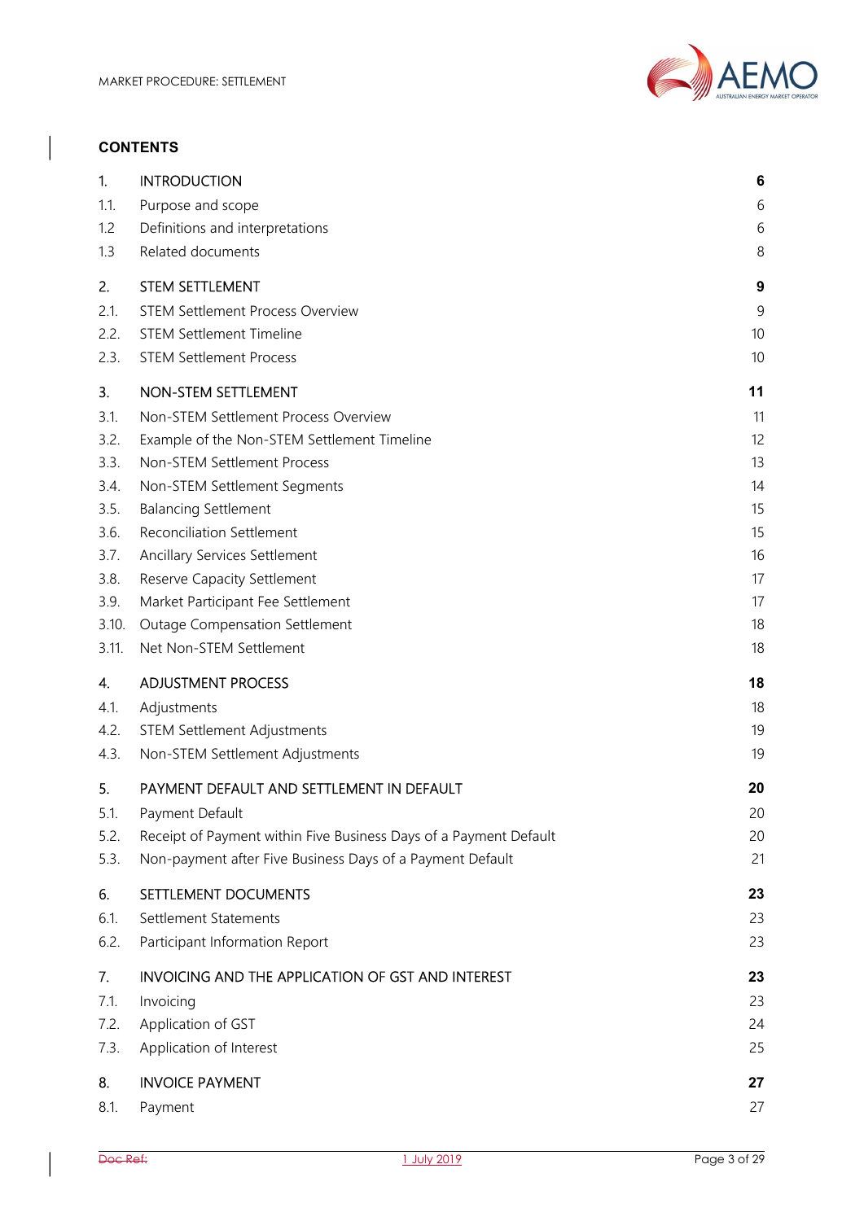## CONTENTS

| | | |
|---|---|---|
| **1.** | **INTRODUCTION** | **6** |
| 1.1. | Purpose and scope | 6 |
| 1.2 | Definitions and interpretations | 6 |
| 1.3 | Related documents | 8 |
| **2.** | **STEM SETTLEMENT** | **9** |
| 2.1. | STEM Settlement Process Overview | 9 |
| 2.2. | STEM Settlement Timeline | 10 |
| 2.3. | STEM Settlement Process | 10 |
| **3.** | **NON-STEM SETTLEMENT** | **11** |
| 3.1. | Non-STEM Settlement Process Overview | 11 |
| 3.2. | Example of the Non-STEM Settlement Timeline | 12 |
| 3.3. | Non-STEM Settlement Process | 13 |
| 3.4. | Non-STEM Settlement Segments | 14 |
| 3.5. | Balancing Settlement | 15 |
| 3.6. | Reconciliation Settlement | 15 |
| 3.7. | Ancillary Services Settlement | 16 |
| 3.8. | Reserve Capacity Settlement | 17 |
| 3.9. | Market Participant Fee Settlement | 17 |
| 3.10. | Outage Compensation Settlement | 18 |
| 3.11. | Net Non-STEM Settlement | 18 |
| **4.** | **ADJUSTMENT PROCESS** | **18** |
| 4.1. | Adjustments | 18 |
| 4.2. | STEM Settlement Adjustments | 19 |
| 4.3. | Non-STEM Settlement Adjustments | 19 |
| **5.** | **PAYMENT DEFAULT AND SETTLEMENT IN DEFAULT** | **20** |
| 5.1. | Payment Default | 20 |
| 5.2. | Receipt of Payment within Five Business Days of a Payment Default | 20 |
| 5.3. | Non-payment after Five Business Days of a Payment Default | 21 |
| **6.** | **SETTLEMENT DOCUMENTS** | **23** |
| 6.1. | Settlement Statements | 23 |
| 6.2. | Participant Information Report | 23 |
| **7.** | **INVOICING AND THE APPLICATION OF GST AND INTEREST** | **23** |
| 7.1. | Invoicing | 23 |
| 7.2. | Application of GST | 24 |
| 7.3. | Application of Interest | 25 |
| **8.** | **INVOICE PAYMENT** | **27** |
| 8.1. | Payment | 27 |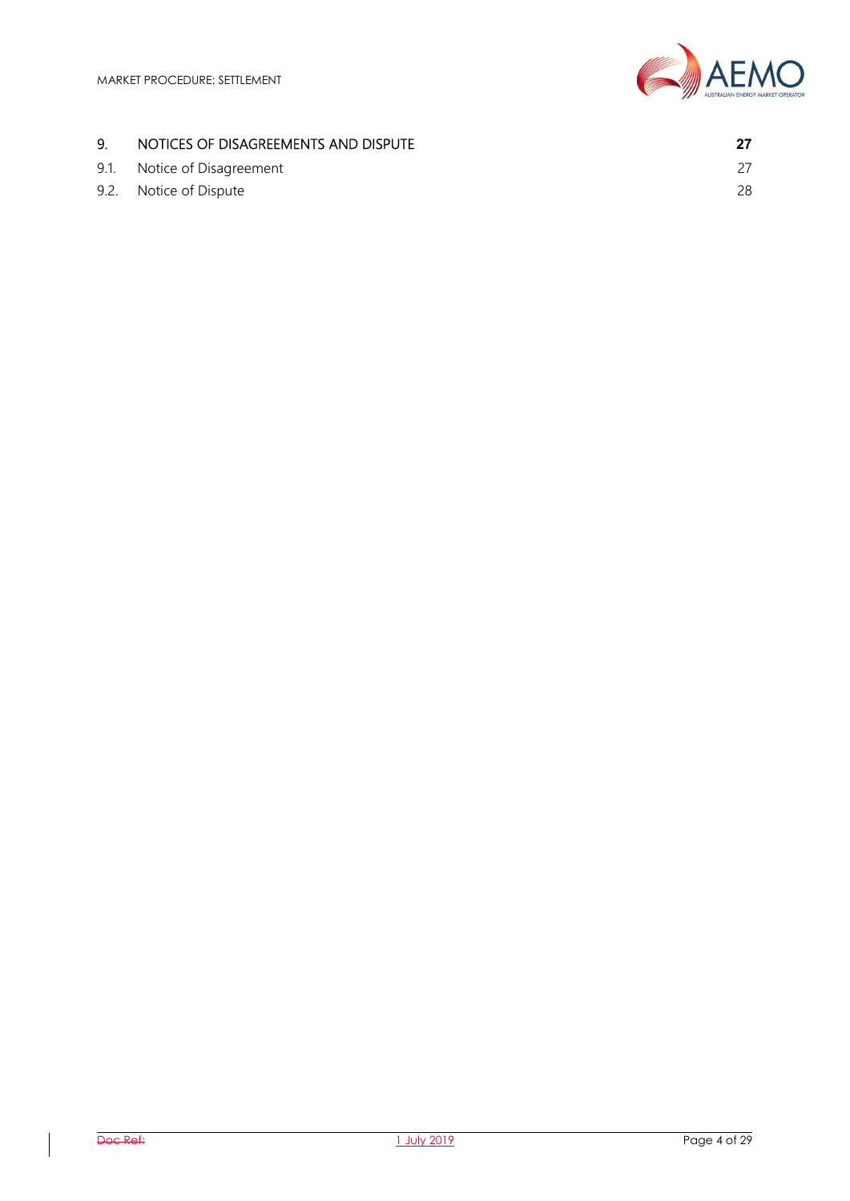| | | |
|---|---|---|
| 9. | NOTICES OF DISAGREEMENTS AND DISPUTE | **27** |
| 9.1. | Notice of Disagreement | 27 |
| 9.2. | Notice of Dispute | 28 |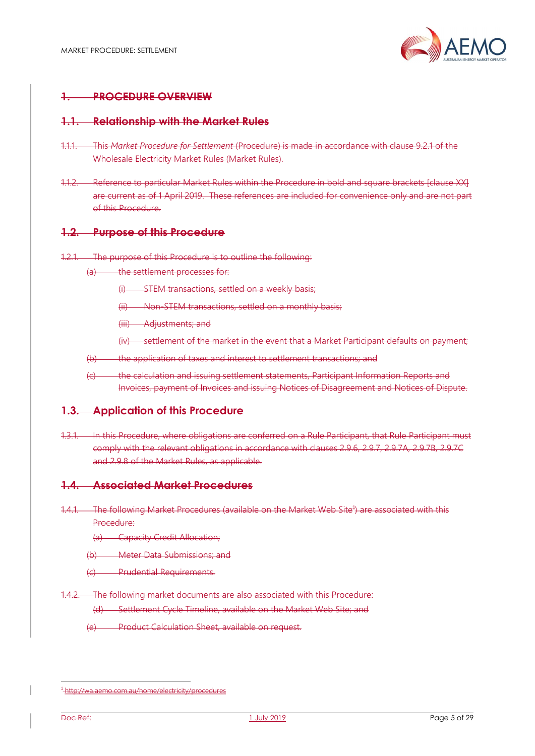# ~~1. PROCEDURE OVERVIEW~~

## ~~1.1. Relationship with the Market Rules~~

~~1.1.1. This *Market Procedure for Settlement* (Procedure) is made in accordance with clause 9.2.1 of the Wholesale Electricity Market Rules (Market Rules).~~

~~1.1.2. Reference to particular Market Rules within the Procedure in bold and square brackets [clause XX] are current as of 1 April 2019. These references are included for convenience only and are not part of this Procedure.~~

## ~~1.2. Purpose of this Procedure~~

~~1.2.1. The purpose of this Procedure is to outline the following:~~

~~(a) the settlement processes for:~~

~~(i) STEM transactions, settled on a weekly basis;~~

~~(ii) Non-STEM transactions, settled on a monthly basis;~~

~~(iii) Adjustments; and~~

~~(iv) settlement of the market in the event that a Market Participant defaults on payment;~~

~~(b) the application of taxes and interest to settlement transactions; and~~

~~(c) the calculation and issuing settlement statements, Participant Information Reports and Invoices, payment of Invoices and issuing Notices of Disagreement and Notices of Dispute.~~

## ~~1.3. Application of this Procedure~~

~~1.3.1. In this Procedure, where obligations are conferred on a Rule Participant, that Rule Participant must comply with the relevant obligations in accordance with clauses 2.9.6, 2.9.7, 2.9.7A, 2.9.7B, 2.9.7C and 2.9.8 of the Market Rules, as applicable.~~

## ~~1.4. Associated Market Procedures~~

~~1.4.1. The following Market Procedures (available on the Market Web Site[1]) are associated with this Procedure:~~

~~(a) Capacity Credit Allocation;~~

~~(b) Meter Data Submissions; and~~

~~(c) Prudential Requirements.~~

~~1.4.2. The following market documents are also associated with this Procedure:~~

~~(d) Settlement Cycle Timeline, available on the Market Web Site; and~~

~~(e) Product Calculation Sheet, available on request.~~

---

~~[1] http://wa.aemo.com.au/home/electricity/procedures~~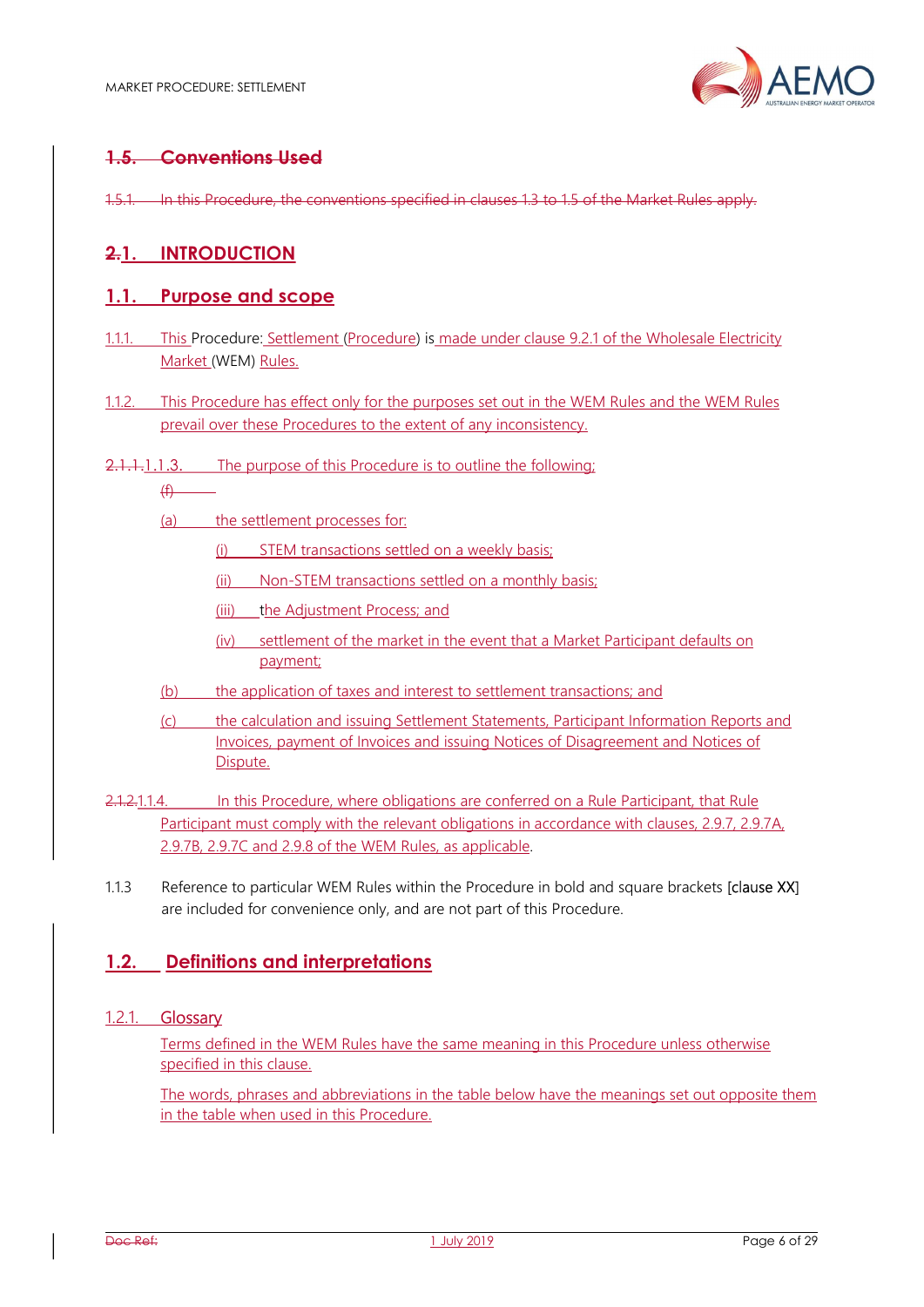## 1.5. Conventions Used

1.5.1. In this Procedure, the conventions specified in clauses 1.3 to 1.5 of the Market Rules apply.

# 2.1. INTRODUCTION

## 1.1. Purpose and scope

1.1.1. This Procedure: Settlement (Procedure) is made under clause 9.2.1 of the Wholesale Electricity Market (WEM) Rules.

1.1.2. This Procedure has effect only for the purposes set out in the WEM Rules and the WEM Rules prevail over these Procedures to the extent of any inconsistency.

2.1.1.1.1.3. The purpose of this Procedure is to outline the following;

(f)

(a) the settlement processes for:

- (i) STEM transactions settled on a weekly basis;
- (ii) Non-STEM transactions settled on a monthly basis;
- (iii) the Adjustment Process; and
- (iv) settlement of the market in the event that a Market Participant defaults on payment;

(b) the application of taxes and interest to settlement transactions; and

(c) the calculation and issuing Settlement Statements, Participant Information Reports and Invoices, payment of Invoices and issuing Notices of Disagreement and Notices of Dispute.

2.1.2.1.1.4. In this Procedure, where obligations are conferred on a Rule Participant, that Rule Participant must comply with the relevant obligations in accordance with clauses, 2.9.7, 2.9.7A, 2.9.7B, 2.9.7C and 2.9.8 of the WEM Rules, as applicable.

1.1.3 Reference to particular WEM Rules within the Procedure in bold and square brackets [clause XX] are included for convenience only, and are not part of this Procedure.

## 1.2. Definitions and interpretations

### 1.2.1. Glossary

Terms defined in the WEM Rules have the same meaning in this Procedure unless otherwise specified in this clause.

The words, phrases and abbreviations in the table below have the meanings set out opposite them in the table when used in this Procedure.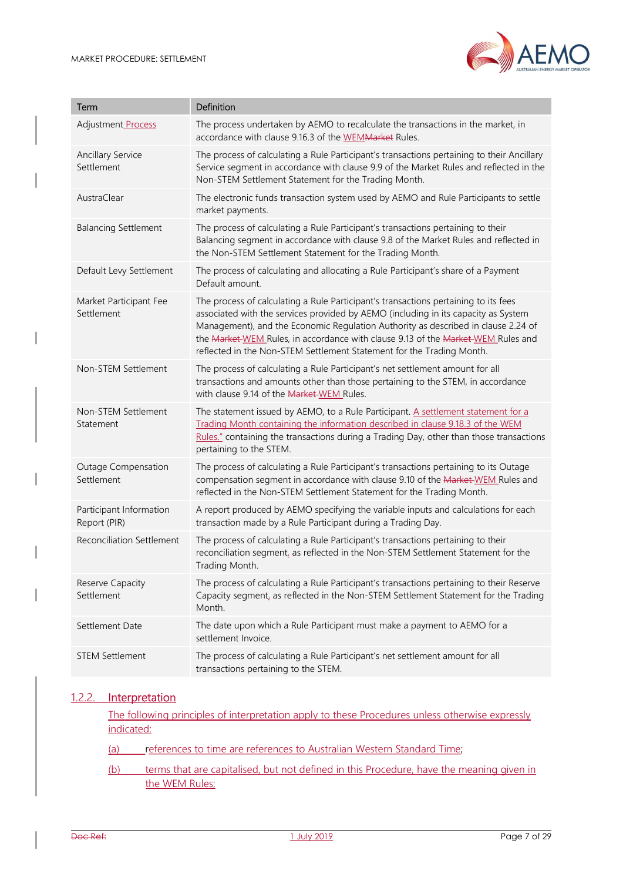| Term | Definition |
| --- | --- |
| Adjustment Process | The process undertaken by AEMO to recalculate the transactions in the market, in accordance with clause 9.16.3 of the WEMMarket Rules. |
| Ancillary Service Settlement | The process of calculating a Rule Participant's transactions pertaining to their Ancillary Service segment in accordance with clause 9.9 of the Market Rules and reflected in the Non-STEM Settlement Statement for the Trading Month. |
| AustraClear | The electronic funds transaction system used by AEMO and Rule Participants to settle market payments. |
| Balancing Settlement | The process of calculating a Rule Participant's transactions pertaining to their Balancing segment in accordance with clause 9.8 of the Market Rules and reflected in the Non-STEM Settlement Statement for the Trading Month. |
| Default Levy Settlement | The process of calculating and allocating a Rule Participant's share of a Payment Default amount. |
| Market Participant Fee Settlement | The process of calculating a Rule Participant's transactions pertaining to its fees associated with the services provided by AEMO (including in its capacity as System Management), and the Economic Regulation Authority as described in clause 2.24 of the Market WEM Rules, in accordance with clause 9.13 of the Market WEM Rules and reflected in the Non-STEM Settlement Statement for the Trading Month. |
| Non-STEM Settlement | The process of calculating a Rule Participant's net settlement amount for all transactions and amounts other than those pertaining to the STEM, in accordance with clause 9.14 of the Market WEM Rules. |
| Non-STEM Settlement Statement | The statement issued by AEMO, to a Rule Participant. A settlement statement for a Trading Month containing the information described in clause 9.18.3 of the WEM Rules." containing the transactions during a Trading Day, other than those transactions pertaining to the STEM. |
| Outage Compensation Settlement | The process of calculating a Rule Participant's transactions pertaining to its Outage compensation segment in accordance with clause 9.10 of the Market WEM Rules and reflected in the Non-STEM Settlement Statement for the Trading Month. |
| Participant Information Report (PIR) | A report produced by AEMO specifying the variable inputs and calculations for each transaction made by a Rule Participant during a Trading Day. |
| Reconciliation Settlement | The process of calculating a Rule Participant's transactions pertaining to their reconciliation segment, as reflected in the Non-STEM Settlement Statement for the Trading Month. |
| Reserve Capacity Settlement | The process of calculating a Rule Participant's transactions pertaining to their Reserve Capacity segment, as reflected in the Non-STEM Settlement Statement for the Trading Month. |
| Settlement Date | The date upon which a Rule Participant must make a payment to AEMO for a settlement Invoice. |
| STEM Settlement | The process of calculating a Rule Participant's net settlement amount for all transactions pertaining to the STEM. |

### 1.2.2. Interpretation

The following principles of interpretation apply to these Procedures unless otherwise expressly indicated:

(a) references to time are references to Australian Western Standard Time;

(b) terms that are capitalised, but not defined in this Procedure, have the meaning given in the WEM Rules;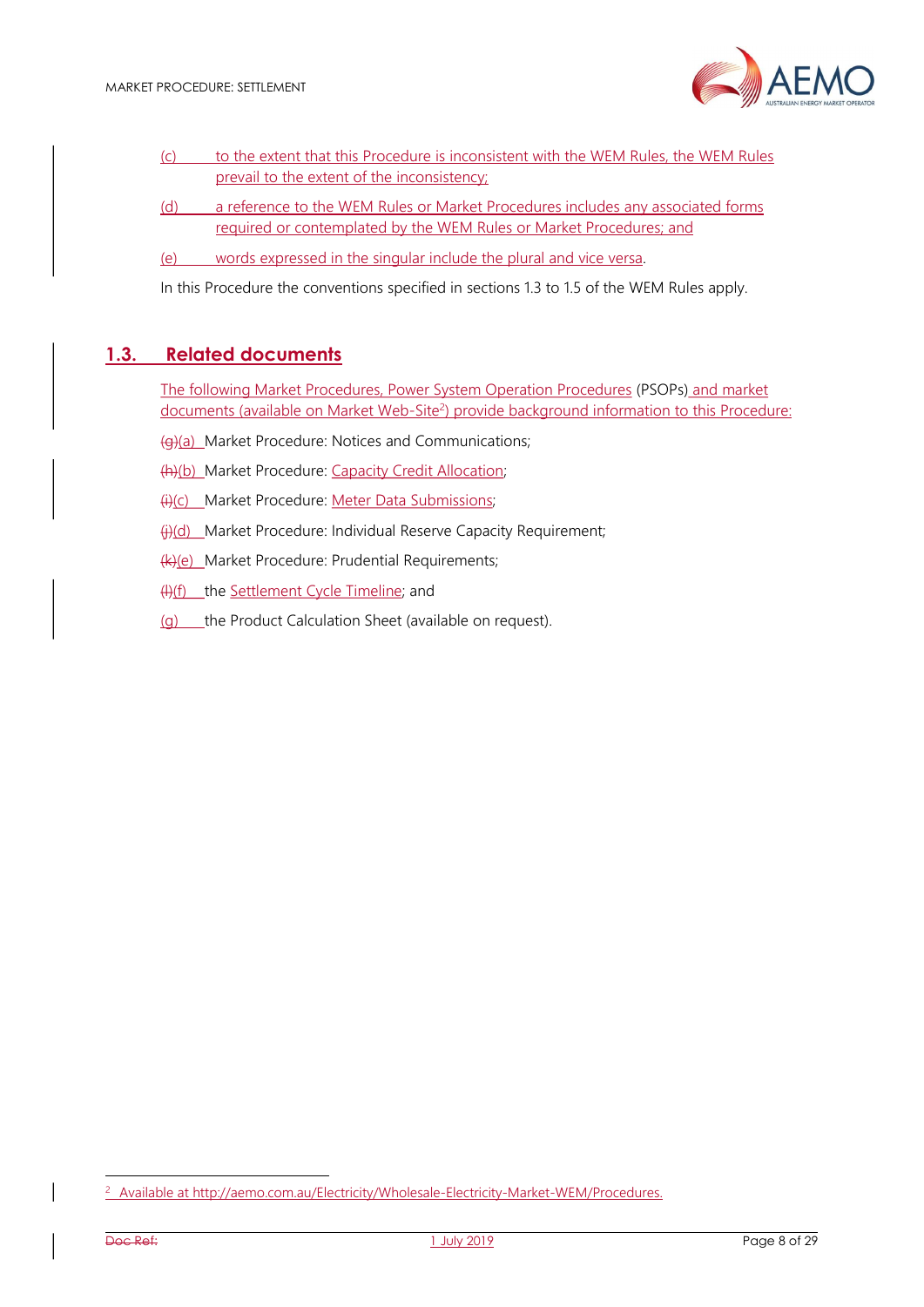(c) to the extent that this Procedure is inconsistent with the WEM Rules, the WEM Rules prevail to the extent of the inconsistency;

(d) a reference to the WEM Rules or Market Procedures includes any associated forms required or contemplated by the WEM Rules or Market Procedures; and

(e) words expressed in the singular include the plural and vice versa.

In this Procedure the conventions specified in sections 1.3 to 1.5 of the WEM Rules apply.

## 1.3. Related documents

The following Market Procedures, Power System Operation Procedures (PSOPs) and market documents (available on Market Web-Site[2]) provide background information to this Procedure:

(g)(a) Market Procedure: Notices and Communications;

(h)(b) Market Procedure: Capacity Credit Allocation;

(i)(c) Market Procedure: Meter Data Submissions;

(j)(d) Market Procedure: Individual Reserve Capacity Requirement;

(k)(e) Market Procedure: Prudential Requirements;

(l)(f) the Settlement Cycle Timeline; and

(g) the Product Calculation Sheet (available on request).

[2] Available at http://aemo.com.au/Electricity/Wholesale-Electricity-Market-WEM/Procedures.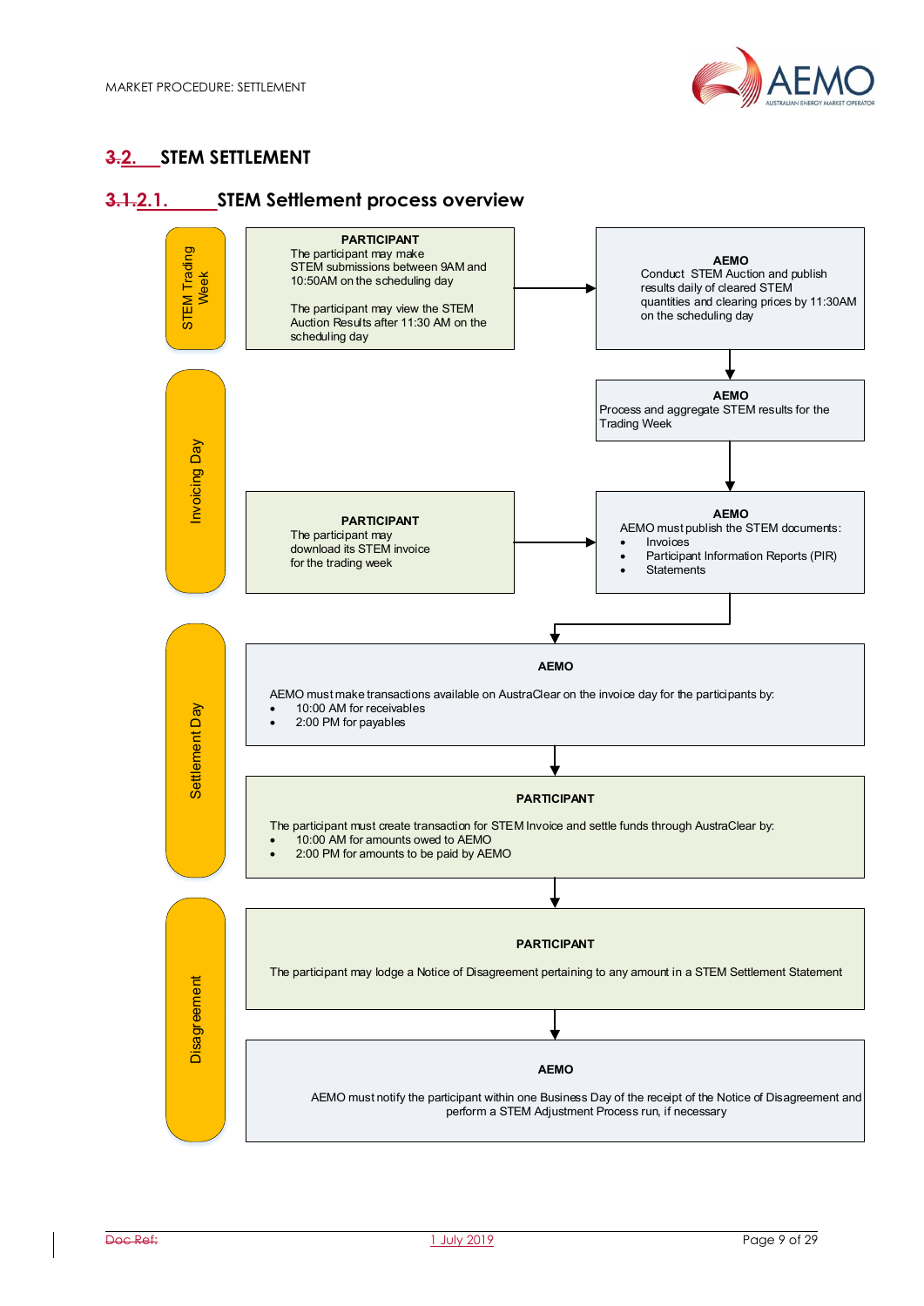## 3.2. STEM SETTLEMENT

### 3.1.2.1. STEM Settlement process overview

**STEM Trading Week**

**PARTICIPANT**
The participant may make STEM submissions between 9AM and 10:50AM on the scheduling day

The participant may view the STEM Auction Results after 11:30 AM on the scheduling day

→ **AEMO**
Conduct STEM Auction and publish results daily of cleared STEM quantities and clearing prices by 11:30AM on the scheduling day

↓

**Invoicing Day**

**AEMO**
Process and aggregate STEM results for the Trading Week

↓

**AEMO**
AEMO must publish the STEM documents:
- Invoices
- Participant Information Reports (PIR)
- Statements

**PARTICIPANT**
The participant may download its STEM invoice for the trading week

↓

**Settlement Day**

**AEMO**

AEMO must make transactions available on AustraClear on the invoice day for the participants by:
- 10:00 AM for receivables
- 2:00 PM for payables

↓

**PARTICIPANT**

The participant must create transaction for STEM Invoice and settle funds through AustraClear by:
- 10:00 AM for amounts owed to AEMO
- 2:00 PM for amounts to be paid by AEMO

↓

**Disagreement**

**PARTICIPANT**

The participant may lodge a Notice of Disagreement pertaining to any amount in a STEM Settlement Statement

↓

**AEMO**

AEMO must notify the participant within one Business Day of the receipt of the Notice of Disagreement and perform a STEM Adjustment Process run, if necessary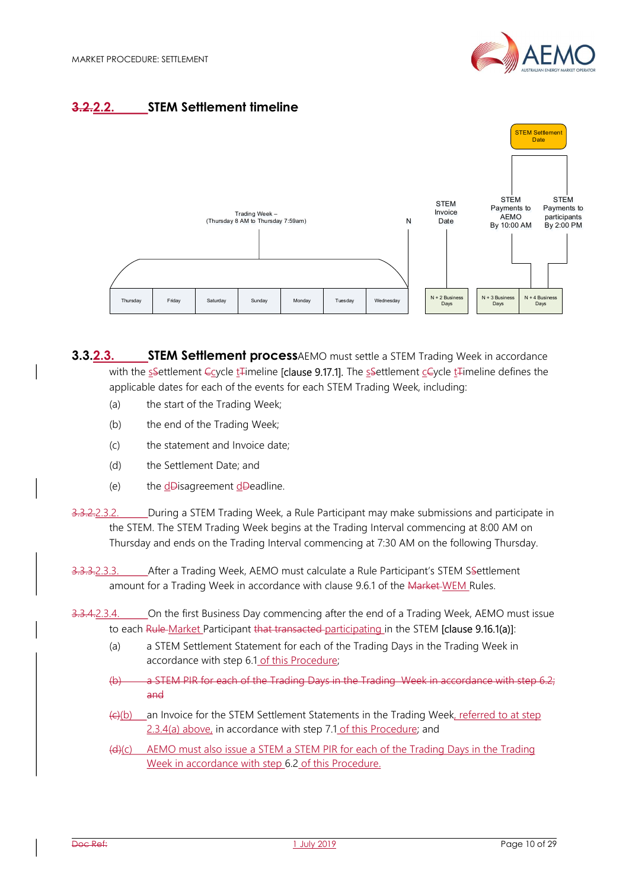### 3.2.2.2. STEM Settlement timeline

Trading Week – (Thursday 8 AM to Thursday 7:59am)

| Thursday | Friday | Saturday | Sunday | Monday | Tuesday | Wednesday | N + 2 Business Days | N + 3 Business Days | N + 4 Business Days |
|---|---|---|---|---|---|---|---|---|---|

N — STEM Invoice Date (N + 2 Business Days) — STEM Payments to AEMO By 10:00 AM (N + 3 Business Days) — STEM Payments to participants By 2:00 PM (N + 4 Business Days) — STEM Settlement Date

## 3.3.2.3. STEM Settlement process

AEMO must settle a STEM Trading Week in accordance with the sSettlement Ccycle tTimeline [clause 9.17.1]. The sSettlement cCycle tTimeline defines the applicable dates for each of the events for each STEM Trading Week, including:

(a) the start of the Trading Week;

(b) the end of the Trading Week;

(c) the statement and Invoice date;

(d) the Settlement Date; and

(e) the dDisagreement dDeadline.

3.3.2.2.3.2. During a STEM Trading Week, a Rule Participant may make submissions and participate in the STEM. The STEM Trading Week begins at the Trading Interval commencing at 8:00 AM on Thursday and ends on the Trading Interval commencing at 7:30 AM on the following Thursday.

3.3.3.2.3.3. After a Trading Week, AEMO must calculate a Rule Participant's STEM SSettlement amount for a Trading Week in accordance with clause 9.6.1 of the Market WEM Rules.

3.3.4.2.3.4. On the first Business Day commencing after the end of a Trading Week, AEMO must issue to each Rule Market Participant that transacted participating in the STEM [clause 9.16.1(a)]:

(a) a STEM Settlement Statement for each of the Trading Days in the Trading Week in accordance with step 6.1 of this Procedure;

~~(b) a STEM PIR for each of the Trading Days in the Trading Week in accordance with step 6.2; and~~

(c)(b) an Invoice for the STEM Settlement Statements in the Trading Week, referred to at step 2.3.4(a) above, in accordance with step 7.1 of this Procedure; and

(d)(c) AEMO must also issue a STEM a STEM PIR for each of the Trading Days in the Trading Week in accordance with step 6.2 of this Procedure.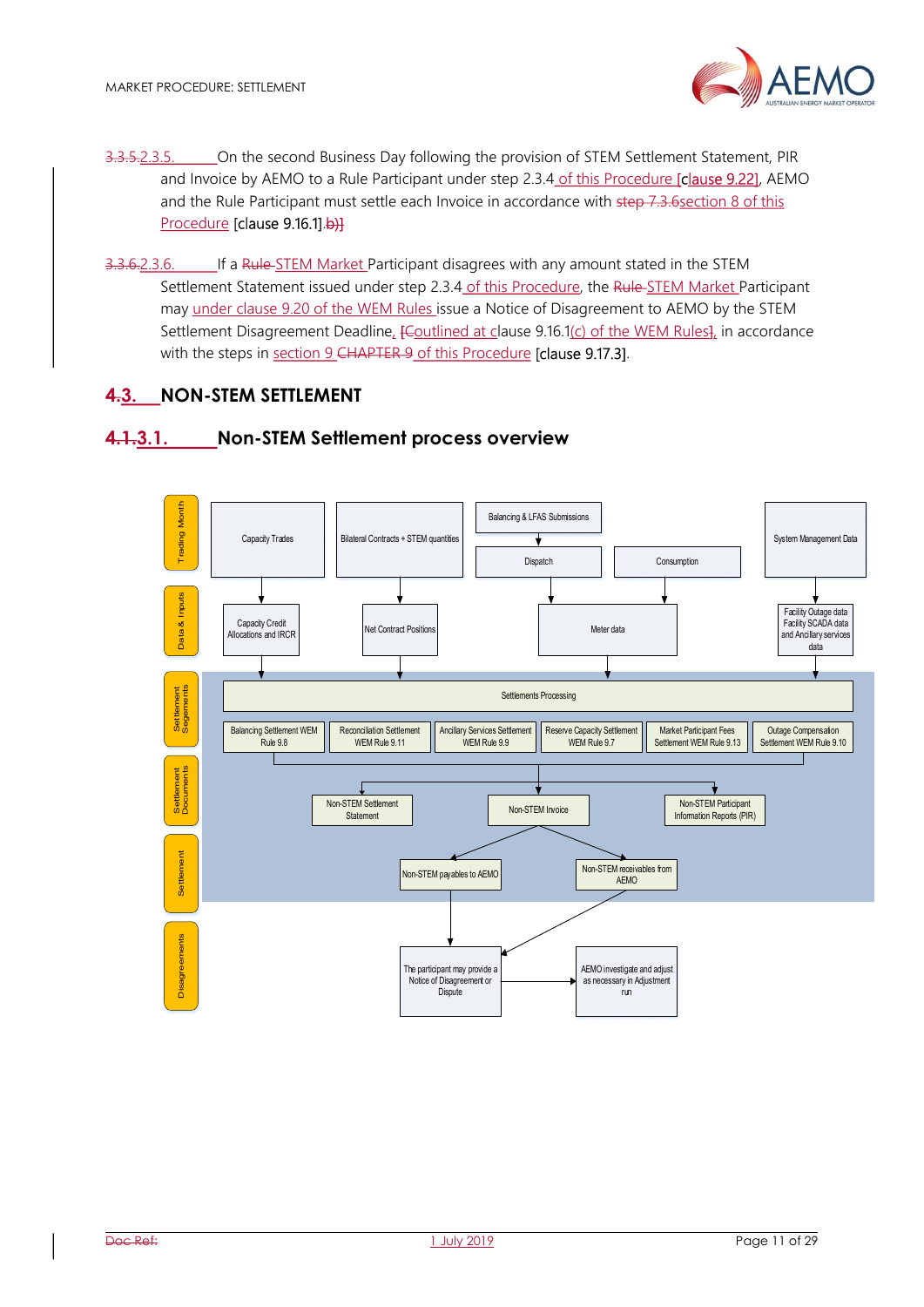~~3.3.5.~~2.3.5. On the second Business Day following the provision of STEM Settlement Statement, PIR and Invoice by AEMO to a Rule Participant under step 2.3.4 of this Procedure [clause 9.22], AEMO and the Rule Participant must settle each Invoice in accordance with ~~step 7.3.6~~section 8 of this Procedure [clause 9.16.1].~~b)~~]

~~3.3.6.~~2.3.6. If a ~~Rule~~ STEM Market Participant disagrees with any amount stated in the STEM Settlement Statement issued under step 2.3.4 of this Procedure, the ~~Rule~~ STEM Market Participant may under clause 9.20 of the WEM Rules issue a Notice of Disagreement to AEMO by the STEM Settlement Disagreement Deadline, ~~[C~~outlined at clause 9.16.1(c) of the WEM Rules~~]~~, in accordance with the steps in section 9 ~~CHAPTER 9~~ of this Procedure [clause 9.17.3].

## ~~4.~~3. NON-STEM SETTLEMENT

### ~~4.1.~~3.1. Non-STEM Settlement process overview

**Trading Month**
- Capacity Trades
- Bilateral Contracts + STEM quantities
- Balancing & LFAS Submissions → Dispatch
- Consumption
- System Management Data

**Data & Inputs**
- Capacity Credit Allocations and IRCR
- Net Contract Positions
- Meter data
- Facility Outage data, Facility SCADA data and Ancillary services data

**Settlement Segements**
- Settlements Processing
- Balancing Settlement WEM Rule 9.8
- Reconciliation Settlement WEM Rule 9.11
- Ancillary Services Settlement WEM Rule 9.9
- Reserve Capacity Settlement WEM Rule 9.7
- Market Participant Fees Settlement WEM Rule 9.13
- Outage Compensation Settlement WEM Rule 9.10

**Settlement Documents**
- Non-STEM Settlement Statement
- Non-STEM Invoice
- Non-STEM Participant Information Reports (PIR)

**Settlement**
- Non-STEM payables to AEMO
- Non-STEM receivables from AEMO

**Disagreements**
- The participant may provide a Notice of Disagreement or Dispute
- AEMO investigate and adjust as necessary in Adjustment run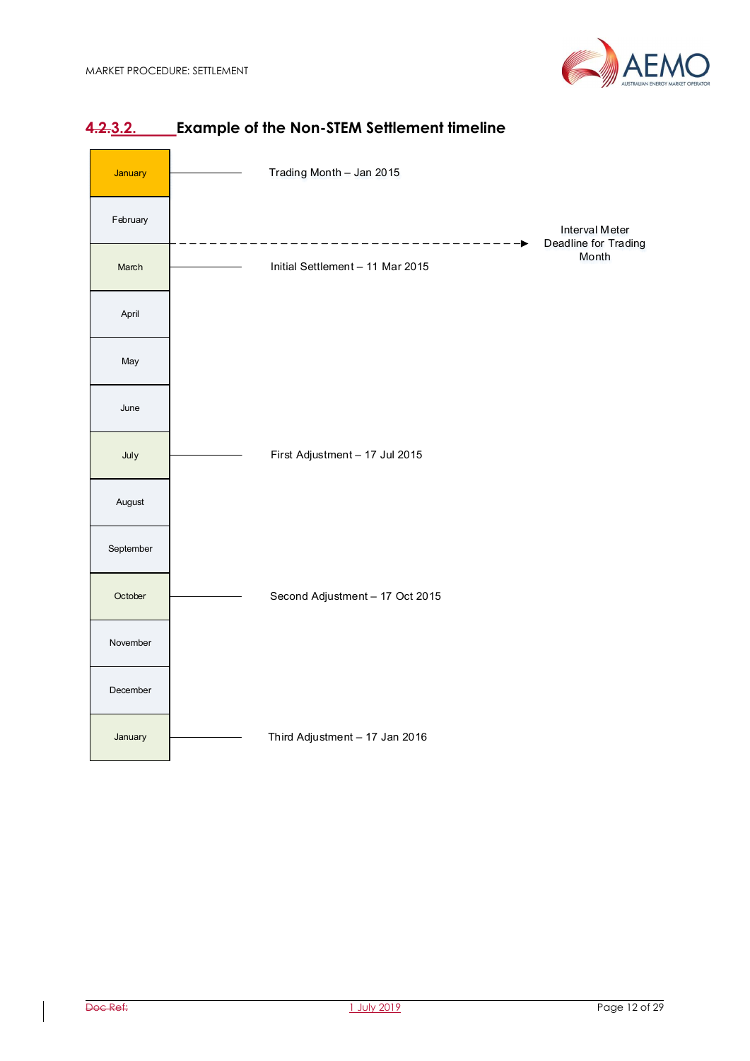### 4.2.3.2. Example of the Non-STEM Settlement timeline

| Month | Event |
| --- | --- |
| January | Trading Month – Jan 2015 |
| February | |
| | Interval Meter Deadline for Trading Month |
| March | Initial Settlement – 11 Mar 2015 |
| April | |
| May | |
| June | |
| July | First Adjustment – 17 Jul 2015 |
| August | |
| September | |
| October | Second Adjustment – 17 Oct 2015 |
| November | |
| December | |
| January | Third Adjustment – 17 Jan 2016 |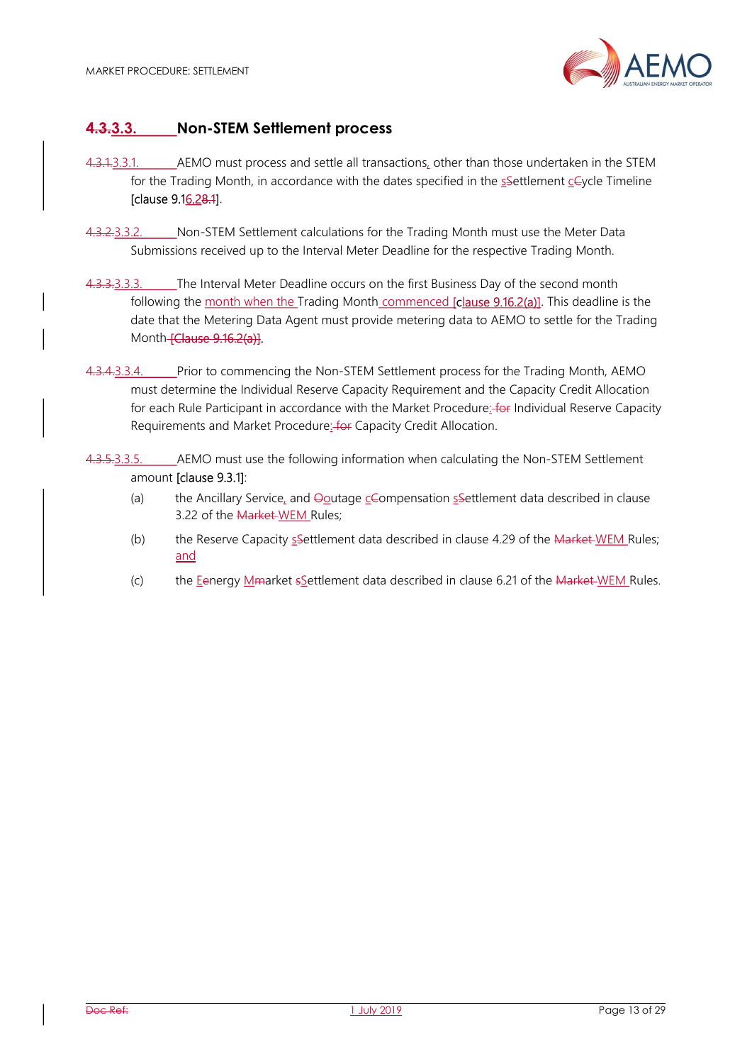### 4.3.3.3. Non-STEM Settlement process

4.3.1.3.3.1. AEMO must process and settle all transactions, other than those undertaken in the STEM for the Trading Month, in accordance with the dates specified in the sSettlement cCycle Timeline [clause 9.16.28.1].

4.3.2.3.3.2. Non-STEM Settlement calculations for the Trading Month must use the Meter Data Submissions received up to the Interval Meter Deadline for the respective Trading Month.

4.3.3.3.3.3. The Interval Meter Deadline occurs on the first Business Day of the second month following the month when the Trading Month commenced [clause 9.16.2(a)]. This deadline is the date that the Metering Data Agent must provide metering data to AEMO to settle for the Trading Month [Clause 9.16.2(a)].

4.3.4.3.3.4. Prior to commencing the Non-STEM Settlement process for the Trading Month, AEMO must determine the Individual Reserve Capacity Requirement and the Capacity Credit Allocation for each Rule Participant in accordance with the Market Procedure: for Individual Reserve Capacity Requirements and Market Procedure: for Capacity Credit Allocation.

4.3.5.3.3.5. AEMO must use the following information when calculating the Non-STEM Settlement amount [clause 9.3.1]:

(a) the Ancillary Service, and Ooutage cCompensation sSettlement data described in clause 3.22 of the Market WEM Rules;

(b) the Reserve Capacity sSettlement data described in clause 4.29 of the Market WEM Rules; and

(c) the Eenergy Mmarket sSettlement data described in clause 6.21 of the Market WEM Rules.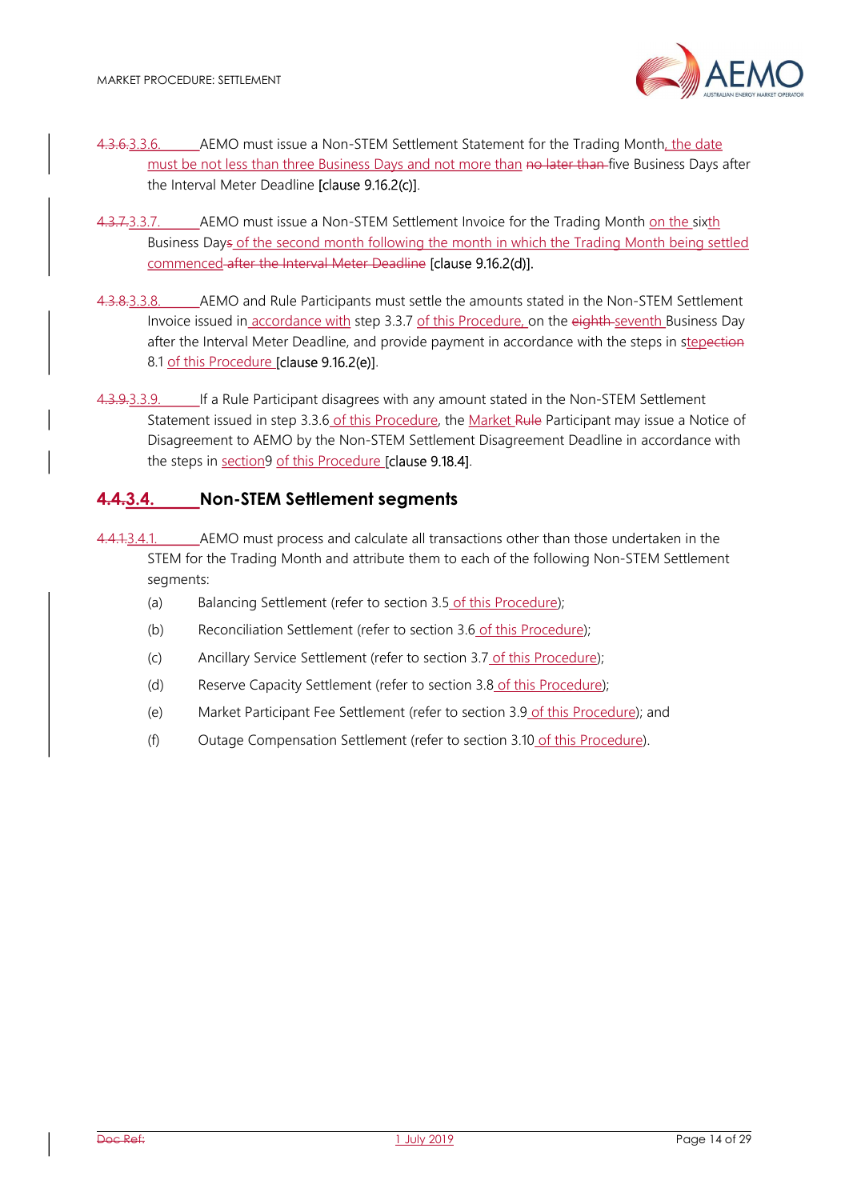4.3.6.3.3.6. AEMO must issue a Non-STEM Settlement Statement for the Trading Month, the date must be not less than three Business Days and not more than no later than five Business Days after the Interval Meter Deadline [clause 9.16.2(c)].

4.3.7.3.3.7. AEMO must issue a Non-STEM Settlement Invoice for the Trading Month on the sixth Business Days of the second month following the month in which the Trading Month being settled commenced after the Interval Meter Deadline [clause 9.16.2(d)].

4.3.8.3.3.8. AEMO and Rule Participants must settle the amounts stated in the Non-STEM Settlement Invoice issued in accordance with step 3.3.7 of this Procedure, on the eighth seventh Business Day after the Interval Meter Deadline, and provide payment in accordance with the steps in stepection 8.1 of this Procedure [clause 9.16.2(e)].

4.3.9.3.3.9. If a Rule Participant disagrees with any amount stated in the Non-STEM Settlement Statement issued in step 3.3.6 of this Procedure, the Market Rule Participant may issue a Notice of Disagreement to AEMO by the Non-STEM Settlement Disagreement Deadline in accordance with the steps in section9 of this Procedure [clause 9.18.4].

## 4.4.3.4. Non-STEM Settlement segments

4.4.1.3.4.1. AEMO must process and calculate all transactions other than those undertaken in the STEM for the Trading Month and attribute them to each of the following Non-STEM Settlement segments:

(a) Balancing Settlement (refer to section 3.5 of this Procedure);

(b) Reconciliation Settlement (refer to section 3.6 of this Procedure);

(c) Ancillary Service Settlement (refer to section 3.7 of this Procedure);

(d) Reserve Capacity Settlement (refer to section 3.8 of this Procedure);

(e) Market Participant Fee Settlement (refer to section 3.9 of this Procedure); and

(f) Outage Compensation Settlement (refer to section 3.10 of this Procedure).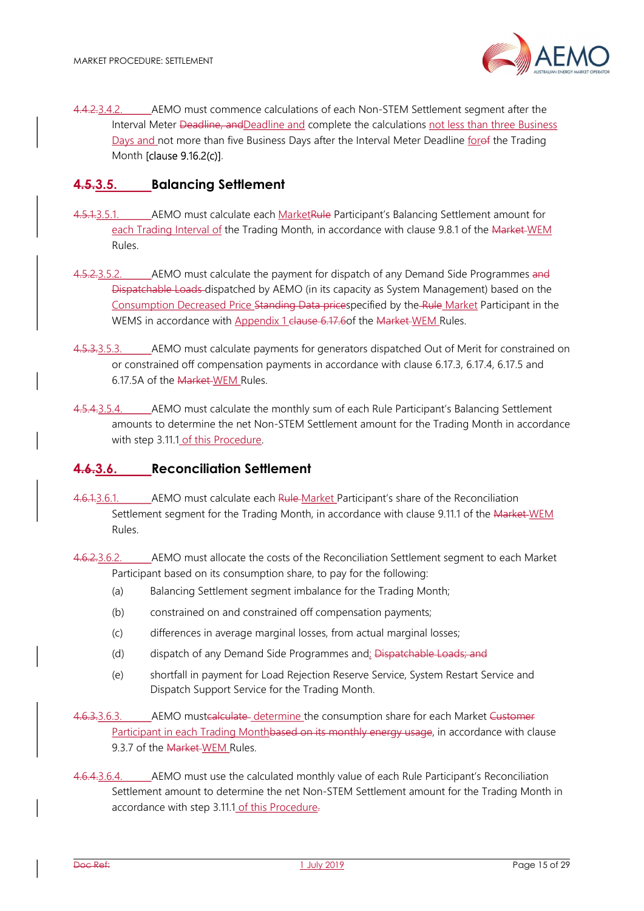~~4.4.2.~~3.4.2. AEMO must commence calculations of each Non-STEM Settlement segment after the Interval Meter ~~Deadline, and~~Deadline and complete the calculations not less than three Business Days and not more than five Business Days after the Interval Meter Deadline for~~of~~ the Trading Month [clause 9.16.2(c)].

## ~~4.5.~~3.5. Balancing Settlement

~~4.5.1.~~3.5.1. AEMO must calculate each Market~~Rule~~ Participant's Balancing Settlement amount for each Trading Interval of the Trading Month, in accordance with clause 9.8.1 of the ~~Market~~ WEM Rules.

~~4.5.2.~~3.5.2. AEMO must calculate the payment for dispatch of any Demand Side Programmes ~~and Dispatchable Loads~~ dispatched by AEMO (in its capacity as System Management) based on the Consumption Decreased Price ~~Standing Data price~~specified by the ~~Rule~~ Market Participant in the WEMS in accordance with Appendix 1 ~~clause 6.17.6~~of the ~~Market~~ WEM Rules.

~~4.5.3.~~3.5.3. AEMO must calculate payments for generators dispatched Out of Merit for constrained on or constrained off compensation payments in accordance with clause 6.17.3, 6.17.4, 6.17.5 and 6.17.5A of the ~~Market~~ WEM Rules.

~~4.5.4.~~3.5.4. AEMO must calculate the monthly sum of each Rule Participant's Balancing Settlement amounts to determine the net Non-STEM Settlement amount for the Trading Month in accordance with step 3.11.1 of this Procedure.

## ~~4.6.~~3.6. Reconciliation Settlement

~~4.6.1.~~3.6.1. AEMO must calculate each ~~Rule~~ Market Participant's share of the Reconciliation Settlement segment for the Trading Month, in accordance with clause 9.11.1 of the ~~Market~~ WEM Rules.

~~4.6.2.~~3.6.2. AEMO must allocate the costs of the Reconciliation Settlement segment to each Market Participant based on its consumption share, to pay for the following:

(a) Balancing Settlement segment imbalance for the Trading Month;

(b) constrained on and constrained off compensation payments;

(c) differences in average marginal losses, from actual marginal losses;

(d) dispatch of any Demand Side Programmes and; ~~Dispatchable Loads; and~~

(e) shortfall in payment for Load Rejection Reserve Service, System Restart Service and Dispatch Support Service for the Trading Month.

~~4.6.3.~~3.6.3. AEMO must~~calculate~~ determine the consumption share for each Market ~~Customer~~ Participant in each Trading Month~~based on its monthly energy usage~~, in accordance with clause 9.3.7 of the ~~Market~~ WEM Rules.

~~4.6.4.~~3.6.4. AEMO must use the calculated monthly value of each Rule Participant's Reconciliation Settlement amount to determine the net Non-STEM Settlement amount for the Trading Month in accordance with step 3.11.1 of this Procedure~~.~~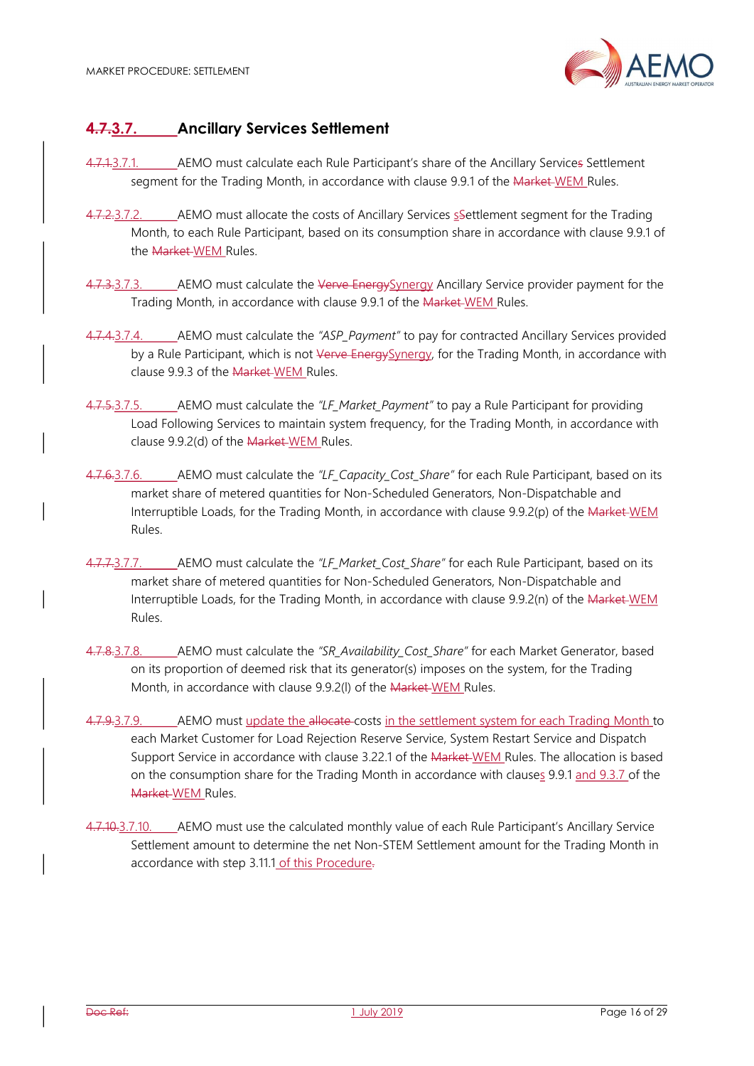## 4.7.3.7. Ancillary Services Settlement

4.7.1.3.7.1. AEMO must calculate each Rule Participant's share of the Ancillary Services Settlement segment for the Trading Month, in accordance with clause 9.9.1 of the Market WEM Rules.

4.7.2.3.7.2. AEMO must allocate the costs of Ancillary Services sSettlement segment for the Trading Month, to each Rule Participant, based on its consumption share in accordance with clause 9.9.1 of the Market WEM Rules.

4.7.3.3.7.3. AEMO must calculate the Verve EnergySynergy Ancillary Service provider payment for the Trading Month, in accordance with clause 9.9.1 of the Market WEM Rules.

4.7.4.3.7.4. AEMO must calculate the *"ASP_Payment"* to pay for contracted Ancillary Services provided by a Rule Participant, which is not Verve EnergySynergy, for the Trading Month, in accordance with clause 9.9.3 of the Market WEM Rules.

4.7.5.3.7.5. AEMO must calculate the *"LF_Market_Payment"* to pay a Rule Participant for providing Load Following Services to maintain system frequency, for the Trading Month, in accordance with clause 9.9.2(d) of the Market WEM Rules.

4.7.6.3.7.6. AEMO must calculate the *"LF_Capacity_Cost_Share"* for each Rule Participant, based on its market share of metered quantities for Non-Scheduled Generators, Non-Dispatchable and Interruptible Loads, for the Trading Month, in accordance with clause 9.9.2(p) of the Market WEM Rules.

4.7.7.3.7.7. AEMO must calculate the *"LF_Market_Cost_Share"* for each Rule Participant, based on its market share of metered quantities for Non-Scheduled Generators, Non-Dispatchable and Interruptible Loads, for the Trading Month, in accordance with clause 9.9.2(n) of the Market WEM Rules.

4.7.8.3.7.8. AEMO must calculate the *"SR_Availability_Cost_Share"* for each Market Generator, based on its proportion of deemed risk that its generator(s) imposes on the system, for the Trading Month, in accordance with clause 9.9.2(l) of the Market WEM Rules.

4.7.9.3.7.9. AEMO must update the allocate costs in the settlement system for each Trading Month to each Market Customer for Load Rejection Reserve Service, System Restart Service and Dispatch Support Service in accordance with clause 3.22.1 of the Market WEM Rules. The allocation is based on the consumption share for the Trading Month in accordance with clauses 9.9.1 and 9.3.7 of the Market WEM Rules.

4.7.10.3.7.10. AEMO must use the calculated monthly value of each Rule Participant's Ancillary Service Settlement amount to determine the net Non-STEM Settlement amount for the Trading Month in accordance with step 3.11.1 of this Procedure.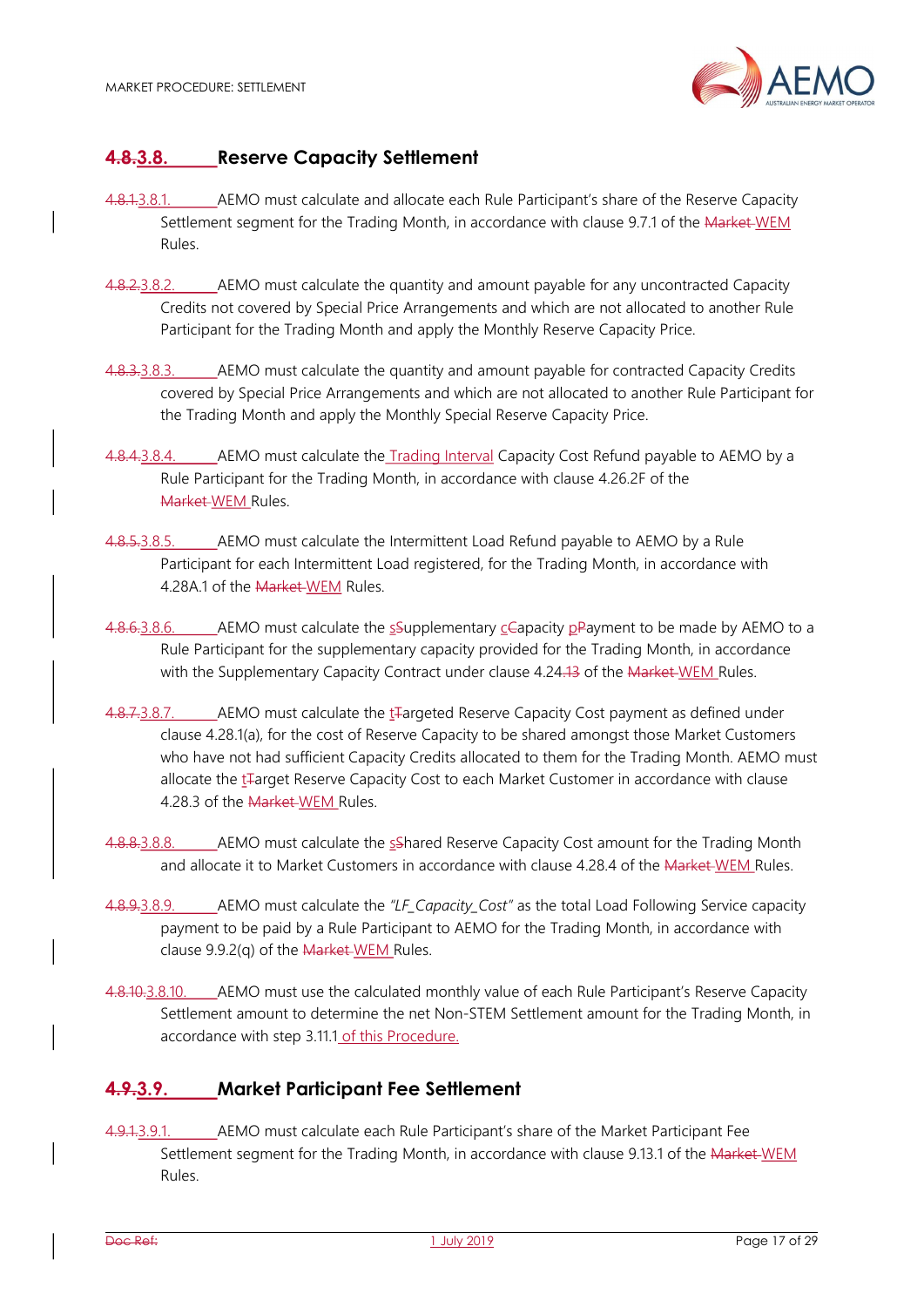## ~~4.8.~~3.8. Reserve Capacity Settlement

~~4.8.1.~~3.8.1. AEMO must calculate and allocate each Rule Participant's share of the Reserve Capacity Settlement segment for the Trading Month, in accordance with clause 9.7.1 of the ~~Market~~ WEM Rules.

~~4.8.2.~~3.8.2. AEMO must calculate the quantity and amount payable for any uncontracted Capacity Credits not covered by Special Price Arrangements and which are not allocated to another Rule Participant for the Trading Month and apply the Monthly Reserve Capacity Price.

~~4.8.3.~~3.8.3. AEMO must calculate the quantity and amount payable for contracted Capacity Credits covered by Special Price Arrangements and which are not allocated to another Rule Participant for the Trading Month and apply the Monthly Special Reserve Capacity Price.

~~4.8.4.~~3.8.4. AEMO must calculate the Trading Interval Capacity Cost Refund payable to AEMO by a Rule Participant for the Trading Month, in accordance with clause 4.26.2F of the ~~Market~~ WEM Rules.

~~4.8.5.~~3.8.5. AEMO must calculate the Intermittent Load Refund payable to AEMO by a Rule Participant for each Intermittent Load registered, for the Trading Month, in accordance with 4.28A.1 of the ~~Market~~ WEM Rules.

~~4.8.6.~~3.8.6. AEMO must calculate the s~~S~~upplementary c~~C~~apacity p~~P~~ayment to be made by AEMO to a Rule Participant for the supplementary capacity provided for the Trading Month, in accordance with the Supplementary Capacity Contract under clause 4.24.~~13~~ of the ~~Market~~ WEM Rules.

~~4.8.7.~~3.8.7. AEMO must calculate the t~~T~~argeted Reserve Capacity Cost payment as defined under clause 4.28.1(a), for the cost of Reserve Capacity to be shared amongst those Market Customers who have not had sufficient Capacity Credits allocated to them for the Trading Month. AEMO must allocate the t~~T~~arget Reserve Capacity Cost to each Market Customer in accordance with clause 4.28.3 of the ~~Market~~ WEM Rules.

~~4.8.8.~~3.8.8. AEMO must calculate the s~~S~~hared Reserve Capacity Cost amount for the Trading Month and allocate it to Market Customers in accordance with clause 4.28.4 of the ~~Market~~ WEM Rules.

~~4.8.9.~~3.8.9. AEMO must calculate the *"LF_Capacity_Cost"* as the total Load Following Service capacity payment to be paid by a Rule Participant to AEMO for the Trading Month, in accordance with clause 9.9.2(q) of the ~~Market~~ WEM Rules.

~~4.8.10.~~3.8.10. AEMO must use the calculated monthly value of each Rule Participant's Reserve Capacity Settlement amount to determine the net Non-STEM Settlement amount for the Trading Month, in accordance with step 3.11.1 of this Procedure.

## ~~4.9.~~3.9. Market Participant Fee Settlement

~~4.9.1.~~3.9.1. AEMO must calculate each Rule Participant's share of the Market Participant Fee Settlement segment for the Trading Month, in accordance with clause 9.13.1 of the ~~Market~~ WEM Rules.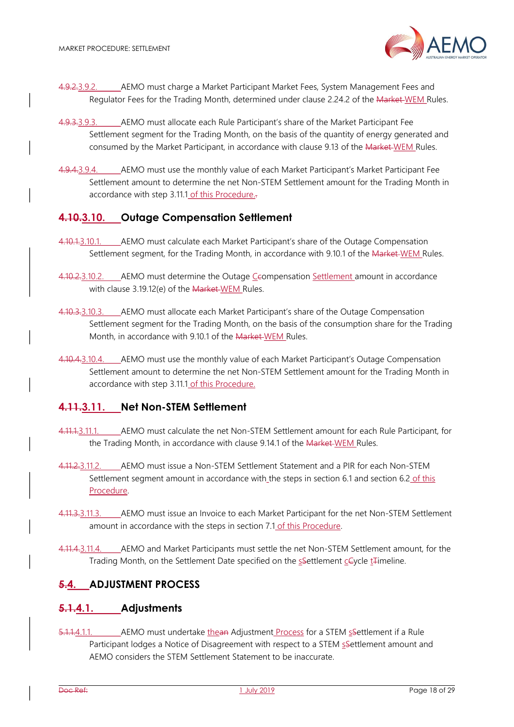4.9.2.3.9.2. AEMO must charge a Market Participant Market Fees, System Management Fees and Regulator Fees for the Trading Month, determined under clause 2.24.2 of the Market WEM Rules.

4.9.3.3.9.3. AEMO must allocate each Rule Participant's share of the Market Participant Fee Settlement segment for the Trading Month, on the basis of the quantity of energy generated and consumed by the Market Participant, in accordance with clause 9.13 of the Market WEM Rules.

4.9.4.3.9.4. AEMO must use the monthly value of each Market Participant's Market Participant Fee Settlement amount to determine the net Non-STEM Settlement amount for the Trading Month in accordance with step 3.11.1 of this Procedure..

## 4.10.3.10. Outage Compensation Settlement

4.10.1.3.10.1. AEMO must calculate each Market Participant's share of the Outage Compensation Settlement segment, for the Trading Month, in accordance with 9.10.1 of the Market WEM Rules.

4.10.2.3.10.2. AEMO must determine the Outage Ccompensation Settlement amount in accordance with clause 3.19.12(e) of the Market WEM Rules.

4.10.3.3.10.3. AEMO must allocate each Market Participant's share of the Outage Compensation Settlement segment for the Trading Month, on the basis of the consumption share for the Trading Month, in accordance with 9.10.1 of the Market WEM Rules.

4.10.4.3.10.4. AEMO must use the monthly value of each Market Participant's Outage Compensation Settlement amount to determine the net Non-STEM Settlement amount for the Trading Month in accordance with step 3.11.1 of this Procedure.

## 4.11.3.11. Net Non-STEM Settlement

4.11.1.3.11.1. AEMO must calculate the net Non-STEM Settlement amount for each Rule Participant, for the Trading Month, in accordance with clause 9.14.1 of the Market WEM Rules.

4.11.2.3.11.2. AEMO must issue a Non-STEM Settlement Statement and a PIR for each Non-STEM Settlement segment amount in accordance with the steps in section 6.1 and section 6.2 of this Procedure.

4.11.3.3.11.3. AEMO must issue an Invoice to each Market Participant for the net Non-STEM Settlement amount in accordance with the steps in section 7.1 of this Procedure.

4.11.4.3.11.4. AEMO and Market Participants must settle the net Non-STEM Settlement amount, for the Trading Month, on the Settlement Date specified on the sSettlement cCycle tTimeline.

# 5.4. ADJUSTMENT PROCESS

## 5.1.4.1. Adjustments

5.1.1.4.1.1. AEMO must undertake thean Adjustment Process for a STEM sSettlement if a Rule Participant lodges a Notice of Disagreement with respect to a STEM sSettlement amount and AEMO considers the STEM Settlement Statement to be inaccurate.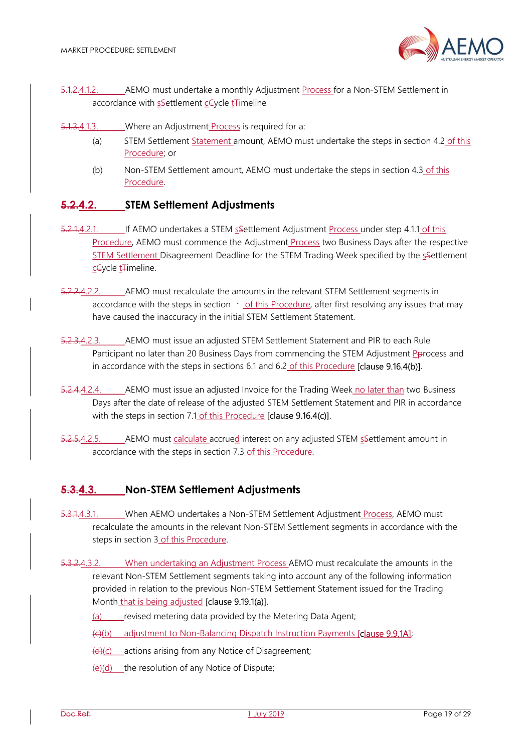5.1.2.4.1.2. AEMO must undertake a monthly Adjustment Process for a Non-STEM Settlement in accordance with sSettlement cCycle tTimeline

5.1.3.4.1.3. Where an Adjustment Process is required for a:

(a) STEM Settlement Statement amount, AEMO must undertake the steps in section 4.2 of this Procedure; or

(b) Non-STEM Settlement amount, AEMO must undertake the steps in section 4.3 of this Procedure.

## 5.2.4.2. STEM Settlement Adjustments

5.2.1.4.2.1. If AEMO undertakes a STEM sSettlement Adjustment Process under step 4.1.1 of this Procedure, AEMO must commence the Adjustment Process two Business Days after the respective STEM Settlement Disagreement Deadline for the STEM Trading Week specified by the sSettlement cCycle tTimeline.

5.2.2.4.2.2. AEMO must recalculate the amounts in the relevant STEM Settlement segments in accordance with the steps in section · of this Procedure, after first resolving any issues that may have caused the inaccuracy in the initial STEM Settlement Statement.

5.2.3.4.2.3. AEMO must issue an adjusted STEM Settlement Statement and PIR to each Rule Participant no later than 20 Business Days from commencing the STEM Adjustment Pprocess and in accordance with the steps in sections 6.1 and 6.2 of this Procedure [clause 9.16.4(b)].

5.2.4.4.2.4. AEMO must issue an adjusted Invoice for the Trading Week no later than two Business Days after the date of release of the adjusted STEM Settlement Statement and PIR in accordance with the steps in section 7.1 of this Procedure [clause 9.16.4(c)].

5.2.5.4.2.5. AEMO must calculate accrued interest on any adjusted STEM sSettlement amount in accordance with the steps in section 7.3 of this Procedure.

## 5.3.4.3. Non-STEM Settlement Adjustments

5.3.1.4.3.1. When AEMO undertakes a Non-STEM Settlement Adjustment Process, AEMO must recalculate the amounts in the relevant Non-STEM Settlement segments in accordance with the steps in section 3 of this Procedure.

5.3.2.4.3.2. When undertaking an Adjustment Process AEMO must recalculate the amounts in the relevant Non-STEM Settlement segments taking into account any of the following information provided in relation to the previous Non-STEM Settlement Statement issued for the Trading Month that is being adjusted [clause 9.19.1(a)].

(a) revised metering data provided by the Metering Data Agent;

(c)(b) adjustment to Non-Balancing Dispatch Instruction Payments [clause 9.9.1A];

(d)(c) actions arising from any Notice of Disagreement;

(e)(d) the resolution of any Notice of Dispute;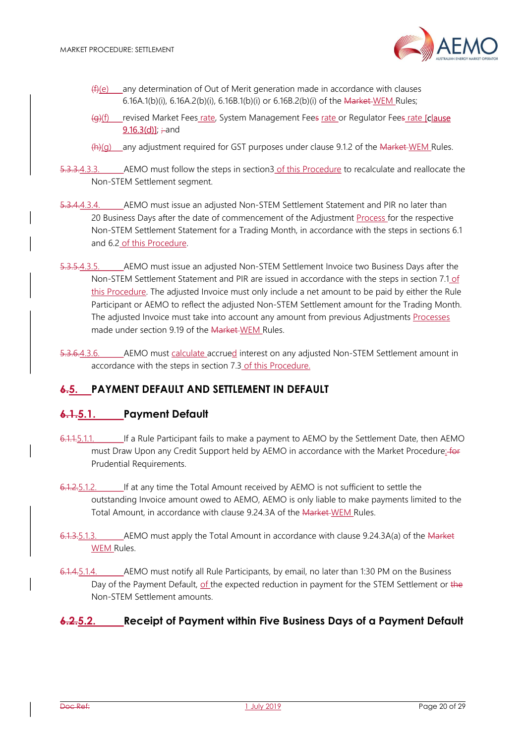(f)(e) any determination of Out of Merit generation made in accordance with clauses 6.16A.1(b)(i), 6.16A.2(b)(i), 6.16B.1(b)(i) or 6.16B.2(b)(i) of the Market WEM Rules;

(g)(f) revised Market Fees rate, System Management Fees rate or Regulator Fees rate [clause 9.16.3(d)]; ; and

(h)(g) any adjustment required for GST purposes under clause 9.1.2 of the Market WEM Rules.

5.3.3.4.3.3. AEMO must follow the steps in section3 of this Procedure to recalculate and reallocate the Non-STEM Settlement segment.

5.3.4.4.3.4. AEMO must issue an adjusted Non-STEM Settlement Statement and PIR no later than 20 Business Days after the date of commencement of the Adjustment Process for the respective Non-STEM Settlement Statement for a Trading Month, in accordance with the steps in sections 6.1 and 6.2 of this Procedure.

5.3.5.4.3.5. AEMO must issue an adjusted Non-STEM Settlement Invoice two Business Days after the Non-STEM Settlement Statement and PIR are issued in accordance with the steps in section 7.1 of this Procedure. The adjusted Invoice must only include a net amount to be paid by either the Rule Participant or AEMO to reflect the adjusted Non-STEM Settlement amount for the Trading Month. The adjusted Invoice must take into account any amount from previous Adjustments Processes made under section 9.19 of the Market WEM Rules.

5.3.6.4.3.6. AEMO must calculate accrued interest on any adjusted Non-STEM Settlement amount in accordance with the steps in section 7.3 of this Procedure.

## 6.5. PAYMENT DEFAULT AND SETTLEMENT IN DEFAULT

### 6.1.5.1. Payment Default

6.1.1.5.1.1. If a Rule Participant fails to make a payment to AEMO by the Settlement Date, then AEMO must Draw Upon any Credit Support held by AEMO in accordance with the Market Procedure: for Prudential Requirements.

6.1.2.5.1.2. If at any time the Total Amount received by AEMO is not sufficient to settle the outstanding Invoice amount owed to AEMO, AEMO is only liable to make payments limited to the Total Amount, in accordance with clause 9.24.3A of the Market WEM Rules.

6.1.3.5.1.3. AEMO must apply the Total Amount in accordance with clause 9.24.3A(a) of the Market WEM Rules.

6.1.4.5.1.4. AEMO must notify all Rule Participants, by email, no later than 1:30 PM on the Business Day of the Payment Default, of the expected reduction in payment for the STEM Settlement or the Non-STEM Settlement amounts.

### 6.2.5.2. Receipt of Payment within Five Business Days of a Payment Default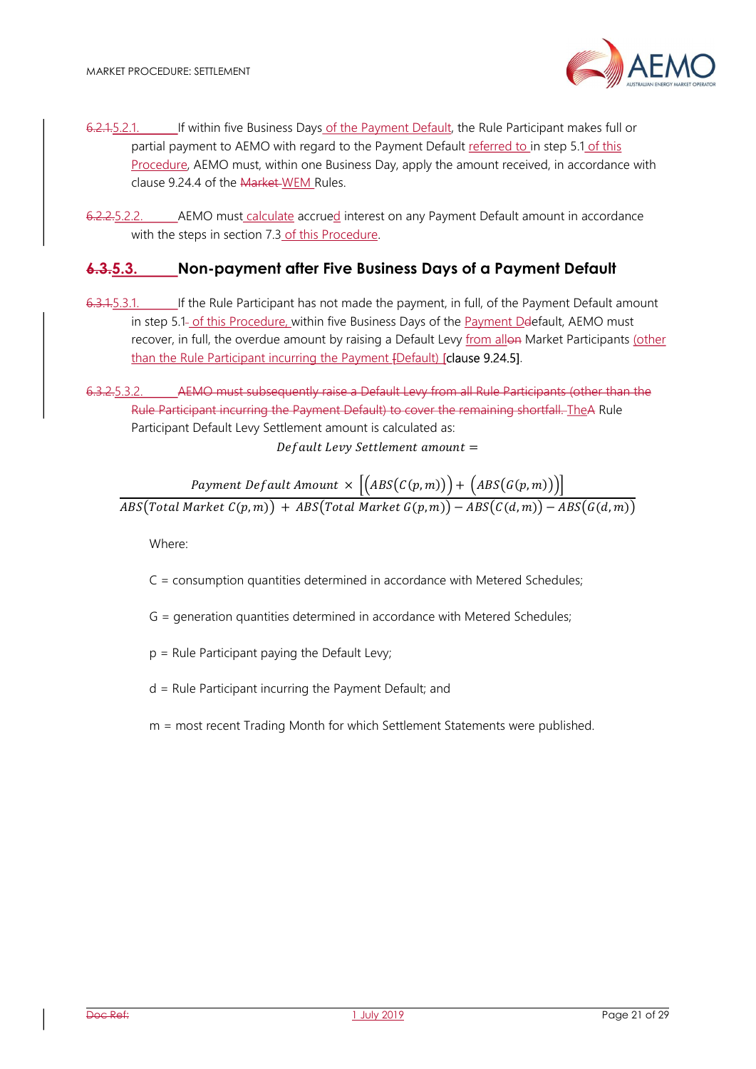6.2.1.5.2.1. If within five Business Days of the Payment Default, the Rule Participant makes full or partial payment to AEMO with regard to the Payment Default referred to in step 5.1 of this Procedure, AEMO must, within one Business Day, apply the amount received, in accordance with clause 9.24.4 of the Market WEM Rules.

6.2.2.5.2.2. AEMO must calculate accrued interest on any Payment Default amount in accordance with the steps in section 7.3 of this Procedure.

## 6.3.5.3. Non-payment after Five Business Days of a Payment Default

6.3.1.5.3.1. If the Rule Participant has not made the payment, in full, of the Payment Default amount in step 5.1 of this Procedure, within five Business Days of the Payment Ddefault, AEMO must recover, in full, the overdue amount by raising a Default Levy from allon Market Participants (other than the Rule Participant incurring the Payment [Default) [clause 9.24.5].

6.3.2.5.3.2. AEMO must subsequently raise a Default Levy from all Rule Participants (other than the Rule Participant incurring the Payment Default) to cover the remaining shortfall. TheA Rule Participant Default Levy Settlement amount is calculated as:

$$Default\ Levy\ Settlement\ amount =$$

$$\frac{Payment\ Default\ Amount \times \left[\left(ABS\left(C(p,m)\right)\right) + \left(ABS\left(G(p,m)\right)\right)\right]}{ABS\left(Total\ Market\ C(p,m)\right) + ABS\left(Total\ Market\ G(p,m)\right) - ABS\left(C(d,m)\right) - ABS\left(G(d,m)\right)}$$

Where:

C = consumption quantities determined in accordance with Metered Schedules;

G = generation quantities determined in accordance with Metered Schedules;

p = Rule Participant paying the Default Levy;

d = Rule Participant incurring the Payment Default; and

m = most recent Trading Month for which Settlement Statements were published.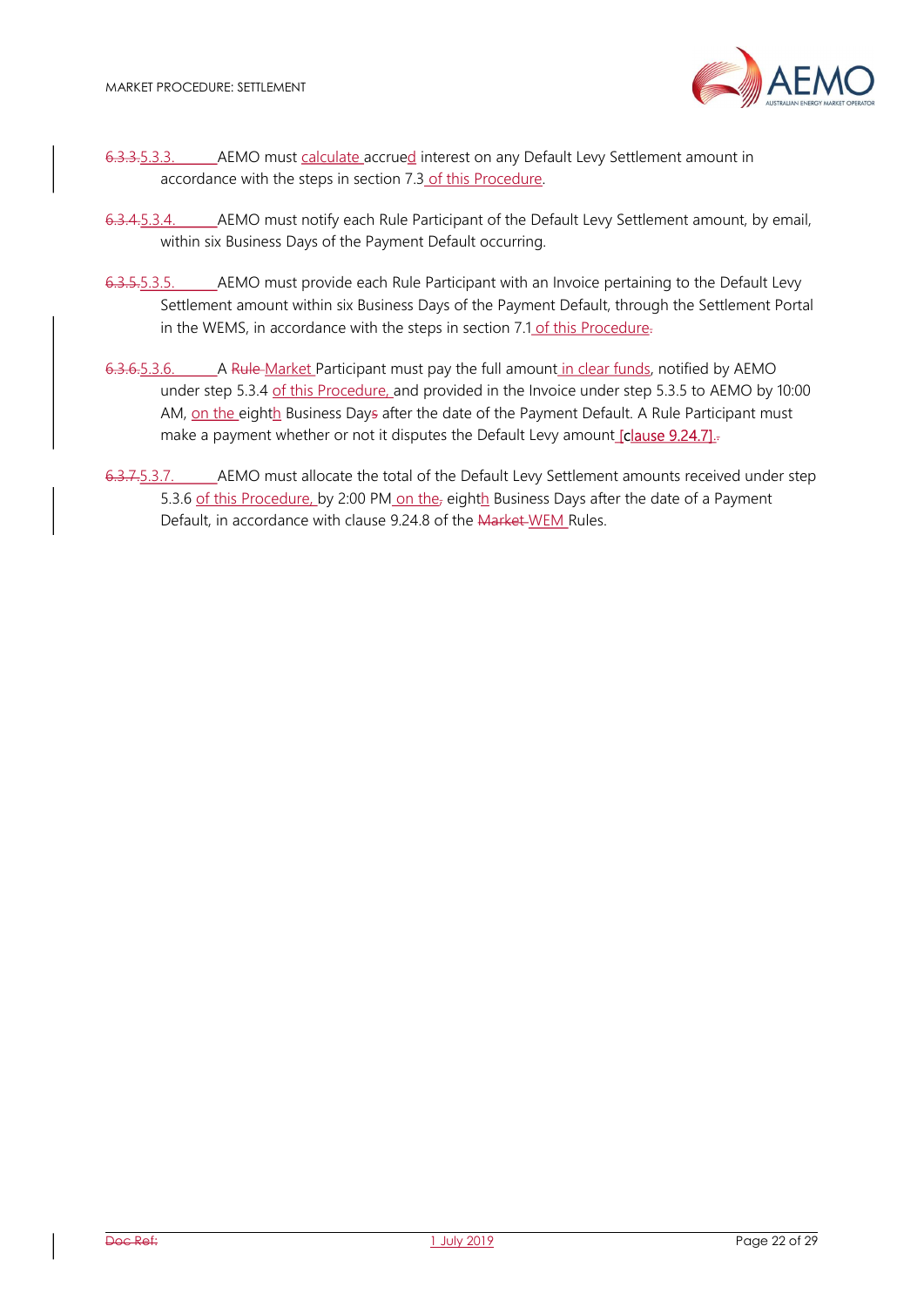6.3.3.5.3.3. AEMO must calculate accrued interest on any Default Levy Settlement amount in accordance with the steps in section 7.3 of this Procedure.

6.3.4.5.3.4. AEMO must notify each Rule Participant of the Default Levy Settlement amount, by email, within six Business Days of the Payment Default occurring.

6.3.5.5.3.5. AEMO must provide each Rule Participant with an Invoice pertaining to the Default Levy Settlement amount within six Business Days of the Payment Default, through the Settlement Portal in the WEMS, in accordance with the steps in section 7.1 of this Procedure.

6.3.6.5.3.6. A Rule Market Participant must pay the full amount in clear funds, notified by AEMO under step 5.3.4 of this Procedure, and provided in the Invoice under step 5.3.5 to AEMO by 10:00 AM, on the eighth Business Days after the date of the Payment Default. A Rule Participant must make a payment whether or not it disputes the Default Levy amount [clause 9.24.7].

6.3.7.5.3.7. AEMO must allocate the total of the Default Levy Settlement amounts received under step 5.3.6 of this Procedure, by 2:00 PM on the, eighth Business Days after the date of a Payment Default, in accordance with clause 9.24.8 of the Market WEM Rules.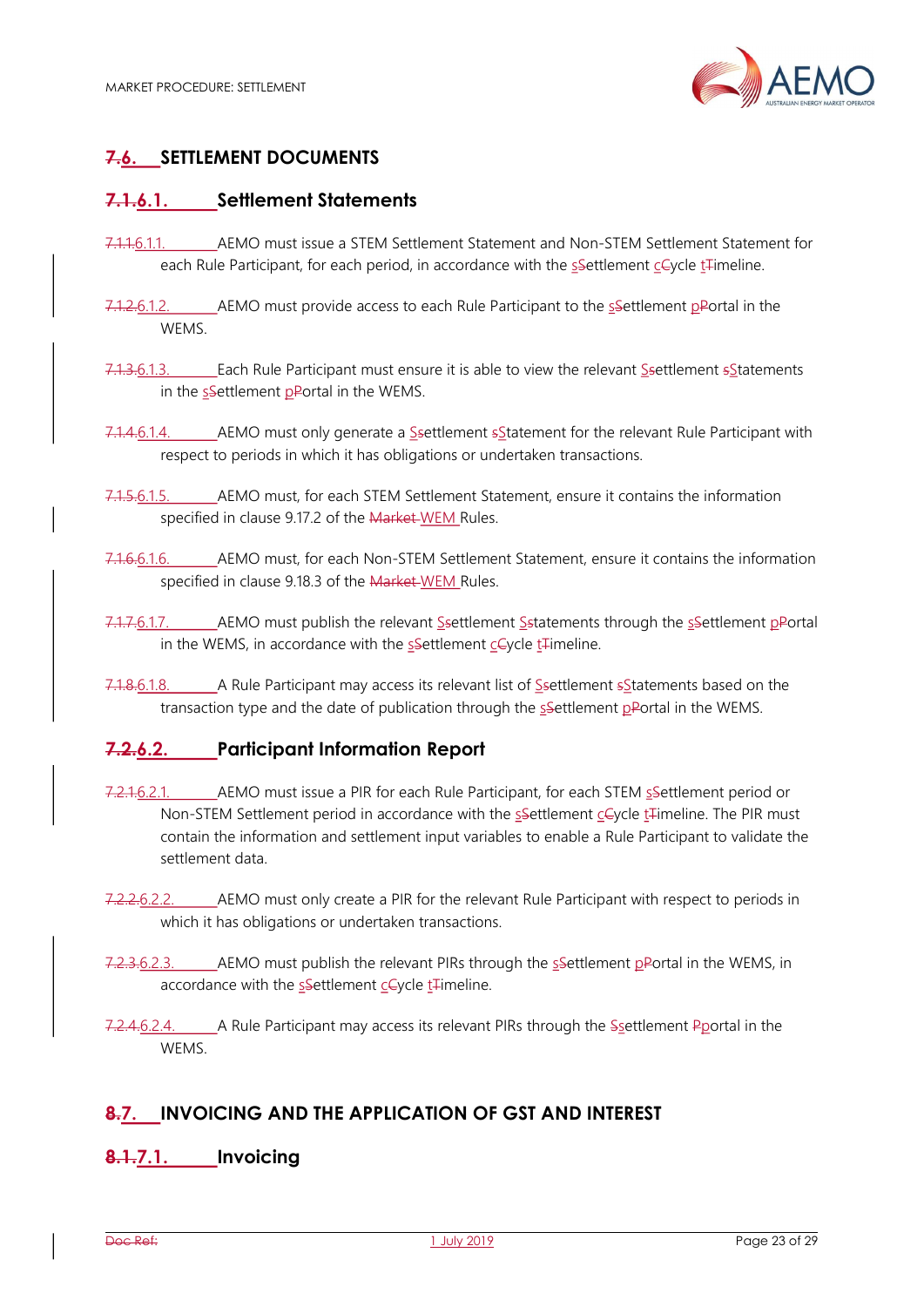## 6. SETTLEMENT DOCUMENTS

### 6.1. Settlement Statements

6.1.1. AEMO must issue a STEM Settlement Statement and Non-STEM Settlement Statement for each Rule Participant, for each period, in accordance with the settlement cycle timeline.

6.1.2. AEMO must provide access to each Rule Participant to the settlement portal in the WEMS.

6.1.3. Each Rule Participant must ensure it is able to view the relevant settlement statements in the settlement portal in the WEMS.

6.1.4. AEMO must only generate a settlement statement for the relevant Rule Participant with respect to periods in which it has obligations or undertaken transactions.

6.1.5. AEMO must, for each STEM Settlement Statement, ensure it contains the information specified in clause 9.17.2 of the WEM Rules.

6.1.6. AEMO must, for each Non-STEM Settlement Statement, ensure it contains the information specified in clause 9.18.3 of the WEM Rules.

6.1.7. AEMO must publish the relevant settlement statements through the settlement portal in the WEMS, in accordance with the settlement cycle timeline.

6.1.8. A Rule Participant may access its relevant list of settlement statements based on the transaction type and the date of publication through the settlement portal in the WEMS.

### 6.2. Participant Information Report

6.2.1. AEMO must issue a PIR for each Rule Participant, for each STEM settlement period or Non-STEM Settlement period in accordance with the settlement cycle timeline. The PIR must contain the information and settlement input variables to enable a Rule Participant to validate the settlement data.

6.2.2. AEMO must only create a PIR for the relevant Rule Participant with respect to periods in which it has obligations or undertaken transactions.

6.2.3. AEMO must publish the relevant PIRs through the settlement portal in the WEMS, in accordance with the settlement cycle timeline.

6.2.4. A Rule Participant may access its relevant PIRs through the settlement portal in the WEMS.

## 7. INVOICING AND THE APPLICATION OF GST AND INTEREST

### 7.1. Invoicing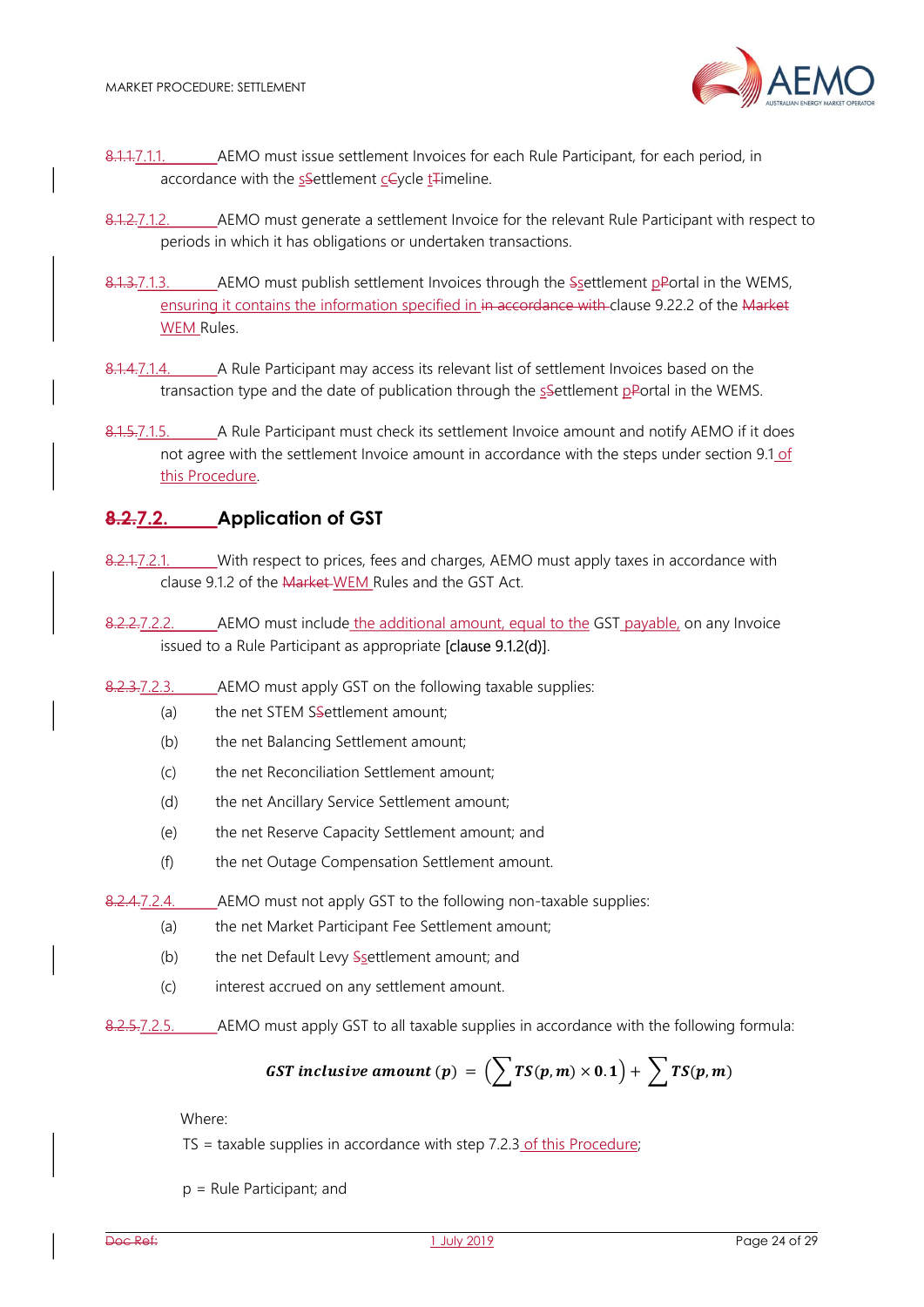8.1.1.7.1.1. AEMO must issue settlement Invoices for each Rule Participant, for each period, in accordance with the sSettlement cCycle tTimeline.

8.1.2.7.1.2. AEMO must generate a settlement Invoice for the relevant Rule Participant with respect to periods in which it has obligations or undertaken transactions.

8.1.3.7.1.3. AEMO must publish settlement Invoices through the Ssettlement pPortal in the WEMS, ensuring it contains the information specified in in accordance with clause 9.22.2 of the Market WEM Rules.

8.1.4.7.1.4. A Rule Participant may access its relevant list of settlement Invoices based on the transaction type and the date of publication through the sSettlement pPortal in the WEMS.

8.1.5.7.1.5. A Rule Participant must check its settlement Invoice amount and notify AEMO if it does not agree with the settlement Invoice amount in accordance with the steps under section 9.1 of this Procedure.

## 8.2.7.2. Application of GST

8.2.1.7.2.1. With respect to prices, fees and charges, AEMO must apply taxes in accordance with clause 9.1.2 of the Market WEM Rules and the GST Act.

8.2.2.7.2.2. AEMO must include the additional amount, equal to the GST payable, on any Invoice issued to a Rule Participant as appropriate [clause 9.1.2(d)].

8.2.3.7.2.3. AEMO must apply GST on the following taxable supplies:

(a) the net STEM SSettlement amount;

(b) the net Balancing Settlement amount;

(c) the net Reconciliation Settlement amount;

(d) the net Ancillary Service Settlement amount;

(e) the net Reserve Capacity Settlement amount; and

(f) the net Outage Compensation Settlement amount.

8.2.4.7.2.4. AEMO must not apply GST to the following non-taxable supplies:

(a) the net Market Participant Fee Settlement amount;

(b) the net Default Levy Ssettlement amount; and

(c) interest accrued on any settlement amount.

8.2.5.7.2.5. AEMO must apply GST to all taxable supplies in accordance with the following formula:

$$\boldsymbol{GST\ inclusive\ amount\ (p)\ =\ \left(\sum TS(p,m) \times 0.1\right) + \sum TS(p,m)}$$

Where:

TS = taxable supplies in accordance with step 7.2.3 of this Procedure;

p = Rule Participant; and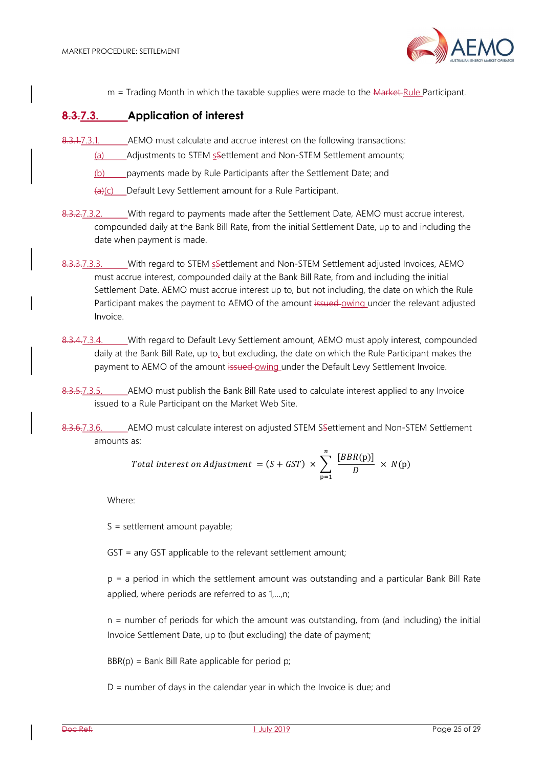m = Trading Month in which the taxable supplies were made to the Market Rule Participant.

### 8.3.7.3. Application of interest

8.3.1.7.3.1. AEMO must calculate and accrue interest on the following transactions:

(a) Adjustments to STEM sSettlement and Non-STEM Settlement amounts;

(b) payments made by Rule Participants after the Settlement Date; and

(a)(c) Default Levy Settlement amount for a Rule Participant.

8.3.2.7.3.2. With regard to payments made after the Settlement Date, AEMO must accrue interest, compounded daily at the Bank Bill Rate, from the initial Settlement Date, up to and including the date when payment is made.

8.3.3.7.3.3. With regard to STEM sSettlement and Non-STEM Settlement adjusted Invoices, AEMO must accrue interest, compounded daily at the Bank Bill Rate, from and including the initial Settlement Date. AEMO must accrue interest up to, but not including, the date on which the Rule Participant makes the payment to AEMO of the amount issued owing under the relevant adjusted Invoice.

8.3.4.7.3.4. With regard to Default Levy Settlement amount, AEMO must apply interest, compounded daily at the Bank Bill Rate, up to, but excluding, the date on which the Rule Participant makes the payment to AEMO of the amount issued owing under the Default Levy Settlement Invoice.

8.3.5.7.3.5. AEMO must publish the Bank Bill Rate used to calculate interest applied to any Invoice issued to a Rule Participant on the Market Web Site.

8.3.6.7.3.6. AEMO must calculate interest on adjusted STEM SSettlement and Non-STEM Settlement amounts as:

$$Total\ interest\ on\ Adjustment = (S + GST) \times \sum_{p=1}^{n} \frac{[BBR(p)]}{D} \times N(p)$$

Where:

S = settlement amount payable;

GST = any GST applicable to the relevant settlement amount;

p = a period in which the settlement amount was outstanding and a particular Bank Bill Rate applied, where periods are referred to as 1,…,n;

n = number of periods for which the amount was outstanding, from (and including) the initial Invoice Settlement Date, up to (but excluding) the date of payment;

BBR(p) = Bank Bill Rate applicable for period p;

D = number of days in the calendar year in which the Invoice is due; and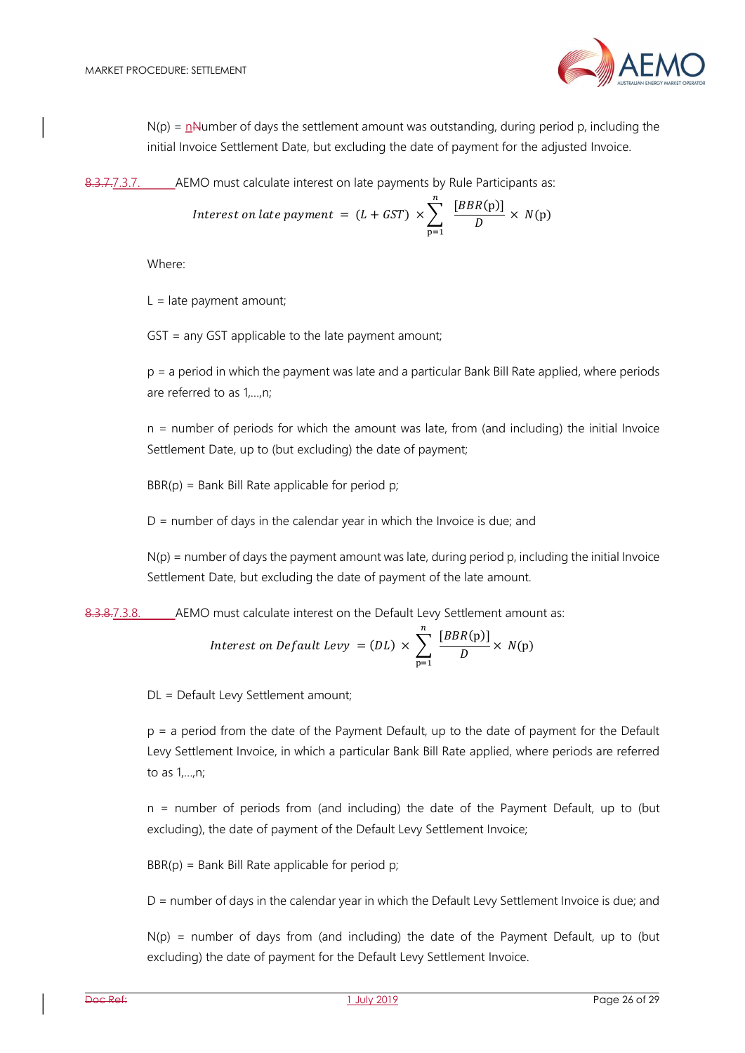N(p) = nNumber of days the settlement amount was outstanding, during period p, including the initial Invoice Settlement Date, but excluding the date of payment for the adjusted Invoice.

8.3.7.7.3.7. AEMO must calculate interest on late payments by Rule Participants as:

$$Interest\ on\ late\ payment = (L + GST) \times \sum_{p=1}^{n} \frac{[BBR(p)]}{D} \times N(p)$$

Where:

L = late payment amount;

GST = any GST applicable to the late payment amount;

p = a period in which the payment was late and a particular Bank Bill Rate applied, where periods are referred to as 1,…,n;

n = number of periods for which the amount was late, from (and including) the initial Invoice Settlement Date, up to (but excluding) the date of payment;

BBR(p) = Bank Bill Rate applicable for period p;

D = number of days in the calendar year in which the Invoice is due; and

N(p) = number of days the payment amount was late, during period p, including the initial Invoice Settlement Date, but excluding the date of payment of the late amount.

8.3.8.7.3.8. AEMO must calculate interest on the Default Levy Settlement amount as:

$$Interest\ on\ Default\ Levy = (DL) \times \sum_{p=1}^{n} \frac{[BBR(p)]}{D} \times N(p)$$

DL = Default Levy Settlement amount;

p = a period from the date of the Payment Default, up to the date of payment for the Default Levy Settlement Invoice, in which a particular Bank Bill Rate applied, where periods are referred to as 1,…,n;

n = number of periods from (and including) the date of the Payment Default, up to (but excluding), the date of payment of the Default Levy Settlement Invoice;

BBR(p) = Bank Bill Rate applicable for period p;

D = number of days in the calendar year in which the Default Levy Settlement Invoice is due; and

N(p) = number of days from (and including) the date of the Payment Default, up to (but excluding) the date of payment for the Default Levy Settlement Invoice.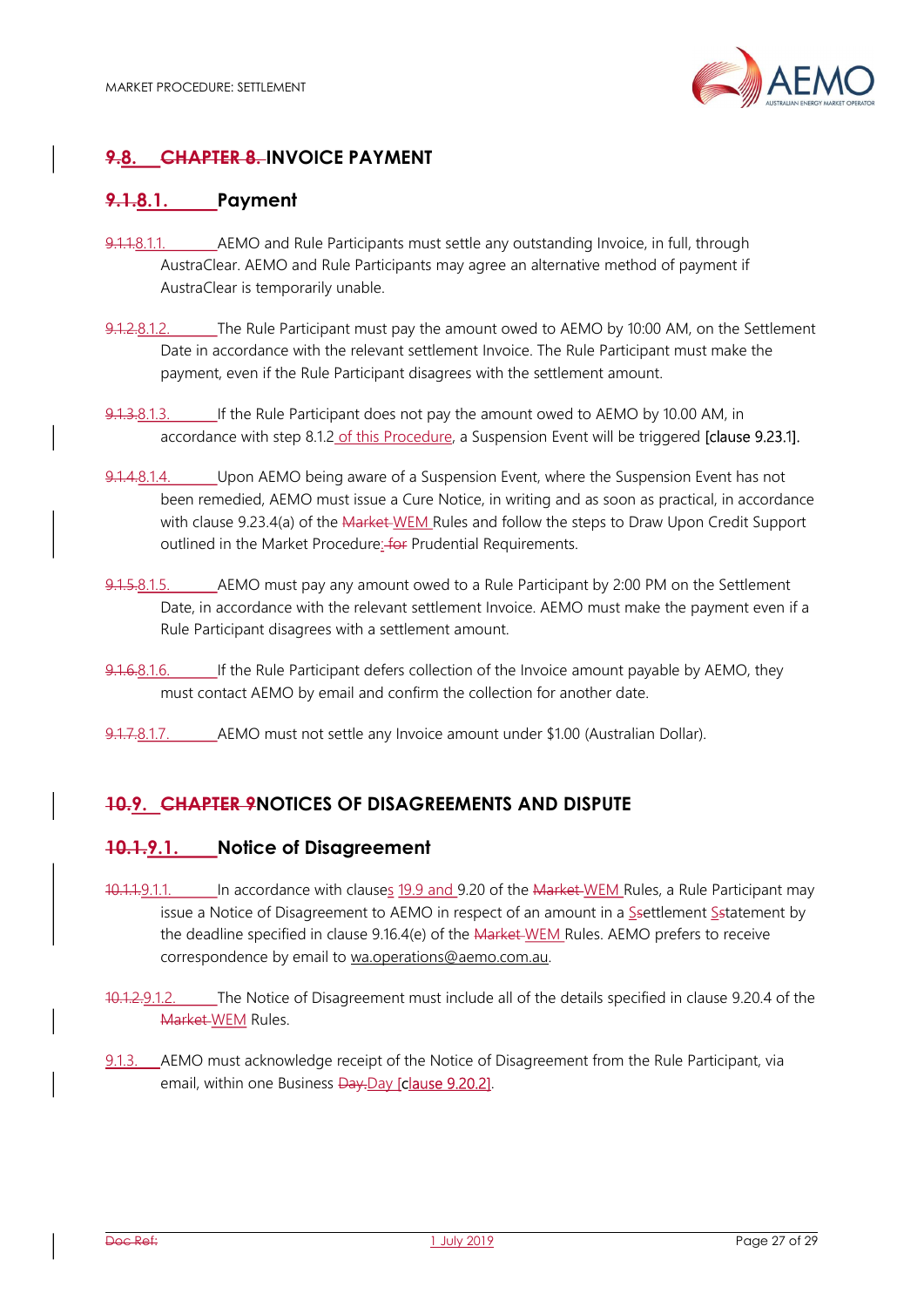## ~~9.~~8. ~~CHAPTER 8.~~ INVOICE PAYMENT

### ~~9.1.~~8.1. Payment

~~9.1.1.~~8.1.1. AEMO and Rule Participants must settle any outstanding Invoice, in full, through AustraClear. AEMO and Rule Participants may agree an alternative method of payment if AustraClear is temporarily unable.

~~9.1.2.~~8.1.2. The Rule Participant must pay the amount owed to AEMO by 10:00 AM, on the Settlement Date in accordance with the relevant settlement Invoice. The Rule Participant must make the payment, even if the Rule Participant disagrees with the settlement amount.

~~9.1.3.~~8.1.3. If the Rule Participant does not pay the amount owed to AEMO by 10.00 AM, in accordance with step 8.1.2 of this Procedure, a Suspension Event will be triggered [clause 9.23.1].

~~9.1.4.~~8.1.4. Upon AEMO being aware of a Suspension Event, where the Suspension Event has not been remedied, AEMO must issue a Cure Notice, in writing and as soon as practical, in accordance with clause 9.23.4(a) of the ~~Market~~ WEM Rules and follow the steps to Draw Upon Credit Support outlined in the Market Procedure: ~~for~~ Prudential Requirements.

~~9.1.5.~~8.1.5. AEMO must pay any amount owed to a Rule Participant by 2:00 PM on the Settlement Date, in accordance with the relevant settlement Invoice. AEMO must make the payment even if a Rule Participant disagrees with a settlement amount.

~~9.1.6.~~8.1.6. If the Rule Participant defers collection of the Invoice amount payable by AEMO, they must contact AEMO by email and confirm the collection for another date.

~~9.1.7.~~8.1.7. AEMO must not settle any Invoice amount under $1.00 (Australian Dollar).

## ~~10.~~9. ~~CHAPTER 9~~NOTICES OF DISAGREEMENTS AND DISPUTE

### ~~10.1.~~9.1. Notice of Disagreement

~~10.1.1.~~9.1.1. In accordance with clauses 19.9 and 9.20 of the ~~Market~~ WEM Rules, a Rule Participant may issue a Notice of Disagreement to AEMO in respect of an amount in a ~~s~~Settlement ~~s~~Statement by the deadline specified in clause 9.16.4(e) of the ~~Market~~ WEM Rules. AEMO prefers to receive correspondence by email to wa.operations@aemo.com.au.

~~10.1.2.~~9.1.2. The Notice of Disagreement must include all of the details specified in clause 9.20.4 of the ~~Market~~ WEM Rules.

9.1.3. AEMO must acknowledge receipt of the Notice of Disagreement from the Rule Participant, via email, within one Business ~~Day.~~Day [clause 9.20.2].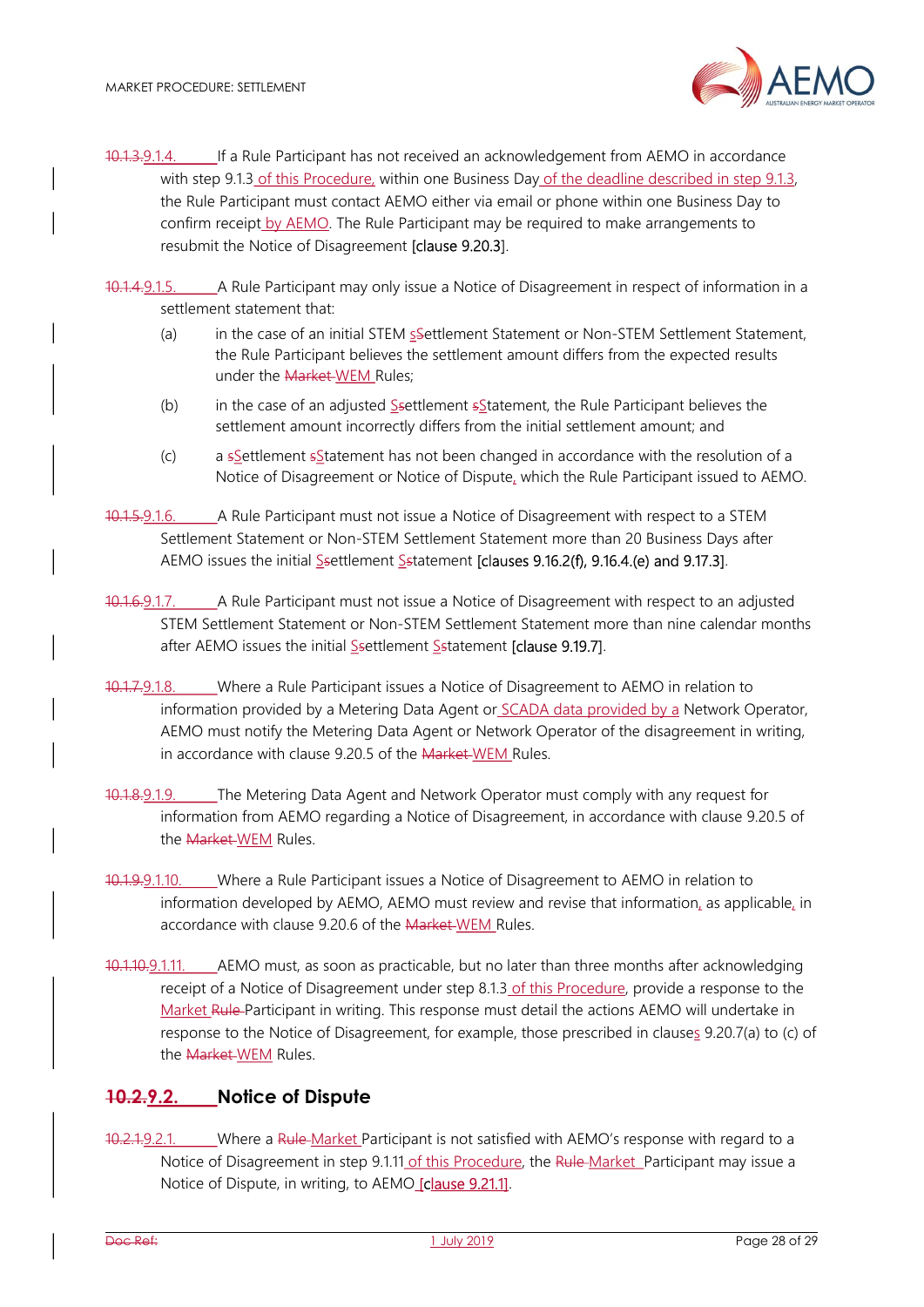10.1.3.9.1.4. If a Rule Participant has not received an acknowledgement from AEMO in accordance with step 9.1.3 of this Procedure, within one Business Day of the deadline described in step 9.1.3, the Rule Participant must contact AEMO either via email or phone within one Business Day to confirm receipt by AEMO. The Rule Participant may be required to make arrangements to resubmit the Notice of Disagreement [clause 9.20.3].

10.1.4.9.1.5. A Rule Participant may only issue a Notice of Disagreement in respect of information in a settlement statement that:

(a) in the case of an initial STEM sSettlement Statement or Non-STEM Settlement Statement, the Rule Participant believes the settlement amount differs from the expected results under the Market WEM Rules;

(b) in the case of an adjusted Ssettlement sStatement, the Rule Participant believes the settlement amount incorrectly differs from the initial settlement amount; and

(c) a sSettlement sStatement has not been changed in accordance with the resolution of a Notice of Disagreement or Notice of Dispute, which the Rule Participant issued to AEMO.

10.1.5.9.1.6. A Rule Participant must not issue a Notice of Disagreement with respect to a STEM Settlement Statement or Non-STEM Settlement Statement more than 20 Business Days after AEMO issues the initial Ssettlement Sstatement [clauses 9.16.2(f), 9.16.4.(e) and 9.17.3].

10.1.6.9.1.7. A Rule Participant must not issue a Notice of Disagreement with respect to an adjusted STEM Settlement Statement or Non-STEM Settlement Statement more than nine calendar months after AEMO issues the initial Ssettlement Sstatement [clause 9.19.7].

10.1.7.9.1.8. Where a Rule Participant issues a Notice of Disagreement to AEMO in relation to information provided by a Metering Data Agent or SCADA data provided by a Network Operator, AEMO must notify the Metering Data Agent or Network Operator of the disagreement in writing, in accordance with clause 9.20.5 of the Market WEM Rules.

10.1.8.9.1.9. The Metering Data Agent and Network Operator must comply with any request for information from AEMO regarding a Notice of Disagreement, in accordance with clause 9.20.5 of the Market WEM Rules.

10.1.9.9.1.10. Where a Rule Participant issues a Notice of Disagreement to AEMO in relation to information developed by AEMO, AEMO must review and revise that information, as applicable, in accordance with clause 9.20.6 of the Market WEM Rules.

10.1.10.9.1.11. AEMO must, as soon as practicable, but no later than three months after acknowledging receipt of a Notice of Disagreement under step 8.1.3 of this Procedure, provide a response to the Market Rule Participant in writing. This response must detail the actions AEMO will undertake in response to the Notice of Disagreement, for example, those prescribed in clauses 9.20.7(a) to (c) of the Market WEM Rules.

## 10.2.9.2. Notice of Dispute

10.2.1.9.2.1. Where a Rule Market Participant is not satisfied with AEMO's response with regard to a Notice of Disagreement in step 9.1.11 of this Procedure, the Rule Market Participant may issue a Notice of Dispute, in writing, to AEMO [clause 9.21.1].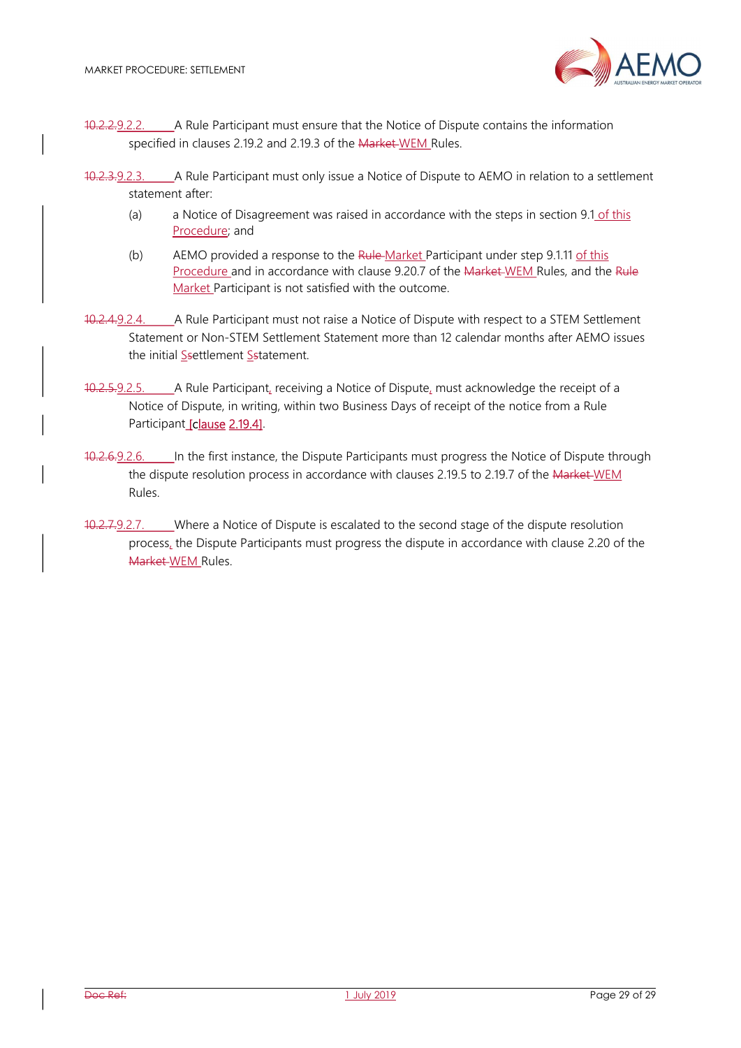10.2.2.9.2.2. A Rule Participant must ensure that the Notice of Dispute contains the information specified in clauses 2.19.2 and 2.19.3 of the Market WEM Rules.

10.2.3.9.2.3. A Rule Participant must only issue a Notice of Dispute to AEMO in relation to a settlement statement after:

(a) a Notice of Disagreement was raised in accordance with the steps in section 9.1 of this Procedure; and

(b) AEMO provided a response to the Rule Market Participant under step 9.1.11 of this Procedure and in accordance with clause 9.20.7 of the Market WEM Rules, and the Rule Market Participant is not satisfied with the outcome.

10.2.4.9.2.4. A Rule Participant must not raise a Notice of Dispute with respect to a STEM Settlement Statement or Non-STEM Settlement Statement more than 12 calendar months after AEMO issues the initial Ssettlement Sstatement.

10.2.5.9.2.5. A Rule Participant, receiving a Notice of Dispute, must acknowledge the receipt of a Notice of Dispute, in writing, within two Business Days of receipt of the notice from a Rule Participant [clause 2.19.4].

10.2.6.9.2.6. In the first instance, the Dispute Participants must progress the Notice of Dispute through the dispute resolution process in accordance with clauses 2.19.5 to 2.19.7 of the Market WEM Rules.

10.2.7.9.2.7. Where a Notice of Dispute is escalated to the second stage of the dispute resolution process, the Dispute Participants must progress the dispute in accordance with clause 2.20 of the Market WEM Rules.